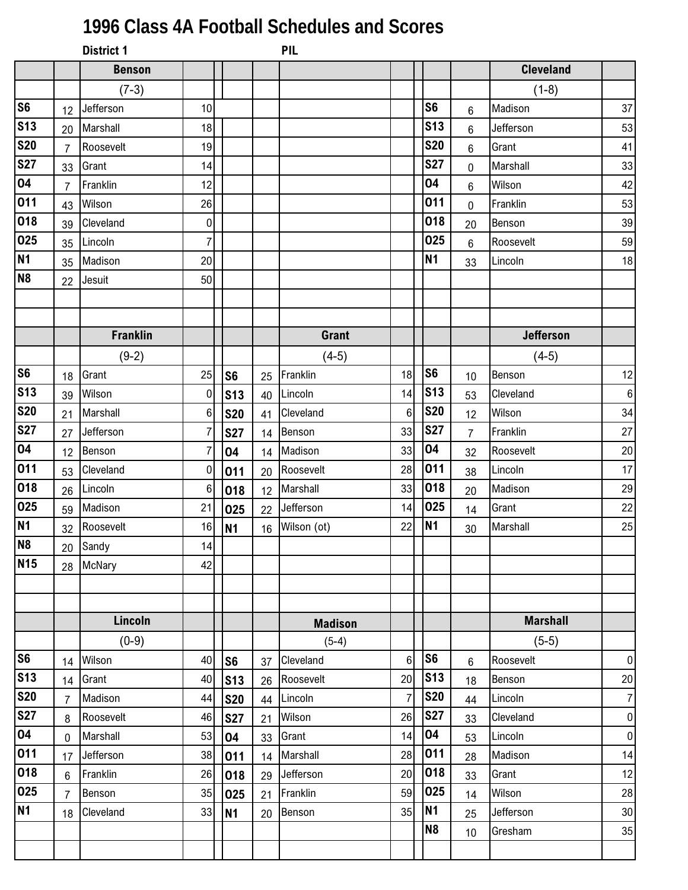# 1996 Class 4A Football Schedules and Scores

**District 1** **PIL**

### Benson (7-3)

| Date | Score | Opponent | Opp Score |
|---|---|---|---|
| S6 | 12 | Jefferson | 10 |
| S13 | 20 | Marshall | 18 |
| S20 | 7 | Roosevelt | 19 |
| S27 | 33 | Grant | 14 |
| O4 | 7 | Franklin | 12 |
| O11 | 43 | Wilson | 26 |
| O18 | 39 | Cleveland | 0 |
| O25 | 35 | Lincoln | 7 |
| N1 | 35 | Madison | 20 |
| N8 | 22 | Jesuit | 50 |

### Cleveland (1-8)

| Date | Score | Opponent | Opp Score |
|---|---|---|---|
| S6 | 6 | Madison | 37 |
| S13 | 6 | Jefferson | 53 |
| S20 | 6 | Grant | 41 |
| S27 | 0 | Marshall | 33 |
| O4 | 6 | Wilson | 42 |
| O11 | 0 | Franklin | 53 |
| O18 | 20 | Benson | 39 |
| O25 | 6 | Roosevelt | 59 |
| N1 | 33 | Lincoln | 18 |

### Franklin (9-2)

| Date | Score | Opponent | Opp Score |
|---|---|---|---|
| S6 | 18 | Grant | 25 |
| S13 | 39 | Wilson | 0 |
| S20 | 21 | Marshall | 6 |
| S27 | 27 | Jefferson | 7 |
| O4 | 12 | Benson | 7 |
| O11 | 53 | Cleveland | 0 |
| O18 | 26 | Lincoln | 6 |
| O25 | 59 | Madison | 21 |
| N1 | 32 | Roosevelt | 16 |
| N8 | 20 | Sandy | 14 |
| N15 | 28 | McNary | 42 |

### Grant (4-5)

| Date | Score | Opponent | Opp Score |
|---|---|---|---|
| S6 | 25 | Franklin | 18 |
| S13 | 40 | Lincoln | 14 |
| S20 | 41 | Cleveland | 6 |
| S27 | 14 | Benson | 33 |
| O4 | 14 | Madison | 33 |
| O11 | 20 | Roosevelt | 28 |
| O18 | 12 | Marshall | 33 |
| O25 | 22 | Jefferson | 14 |
| N1 | 16 | Wilson (ot) | 22 |

### Jefferson (4-5)

| Date | Score | Opponent | Opp Score |
|---|---|---|---|
| S6 | 10 | Benson | 12 |
| S13 | 53 | Cleveland | 6 |
| S20 | 12 | Wilson | 34 |
| S27 | 7 | Franklin | 27 |
| O4 | 32 | Roosevelt | 20 |
| O11 | 38 | Lincoln | 17 |
| O18 | 20 | Madison | 29 |
| O25 | 14 | Grant | 22 |
| N1 | 30 | Marshall | 25 |

### Lincoln (0-9)

| Date | Score | Opponent | Opp Score |
|---|---|---|---|
| S6 | 14 | Wilson | 40 |
| S13 | 14 | Grant | 40 |
| S20 | 7 | Madison | 44 |
| S27 | 8 | Roosevelt | 46 |
| O4 | 0 | Marshall | 53 |
| O11 | 17 | Jefferson | 38 |
| O18 | 6 | Franklin | 26 |
| O25 | 7 | Benson | 35 |
| N1 | 18 | Cleveland | 33 |

### Madison (5-4)

| Date | Score | Opponent | Opp Score |
|---|---|---|---|
| S6 | 37 | Cleveland | 6 |
| S13 | 26 | Roosevelt | 20 |
| S20 | 44 | Lincoln | 7 |
| S27 | 21 | Wilson | 26 |
| O4 | 33 | Grant | 14 |
| O11 | 14 | Marshall | 28 |
| O18 | 29 | Jefferson | 20 |
| O25 | 21 | Franklin | 59 |
| N1 | 20 | Benson | 35 |

### Marshall (5-5)

| Date | Score | Opponent | Opp Score |
|---|---|---|---|
| S6 | 6 | Roosevelt | 0 |
| S13 | 18 | Benson | 20 |
| S20 | 44 | Lincoln | 7 |
| S27 | 33 | Cleveland | 0 |
| O4 | 53 | Lincoln | 0 |
| O11 | 28 | Madison | 14 |
| O18 | 33 | Grant | 12 |
| O25 | 14 | Wilson | 28 |
| N1 | 25 | Jefferson | 30 |
| N8 | 10 | Gresham | 35 |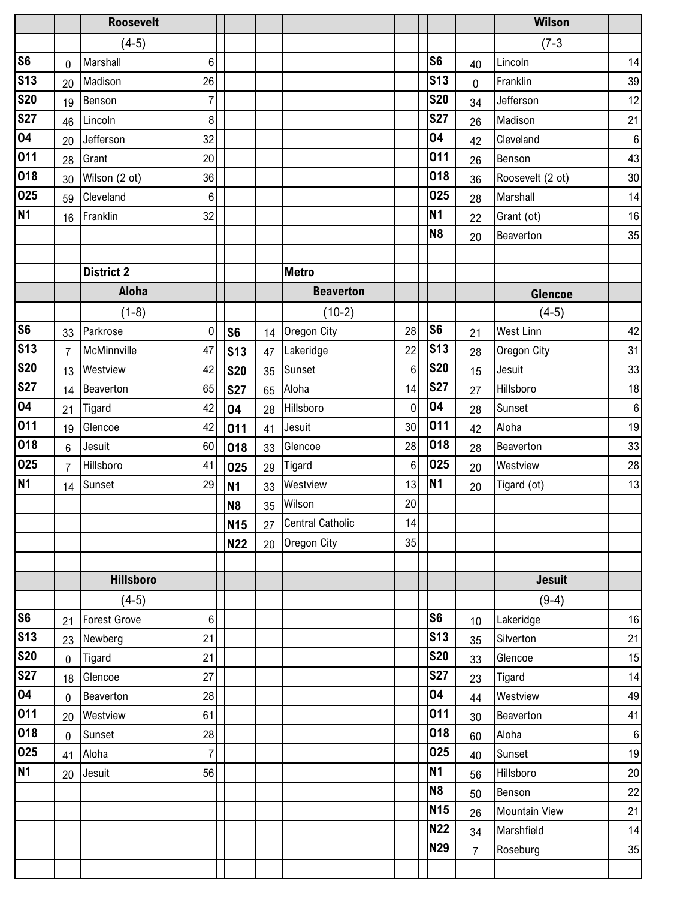| | | Roosevelt | | | | | | | | Wilson | |
|---|---|---|---|---|---|---|---|---|---|---|---|
| | | (4-5) | | | | | | | | (7-3 | |
| S6 | 0 | Marshall | 6 | | | | | S6 | 40 | Lincoln | 14 |
| S13 | 20 | Madison | 26 | | | | | S13 | 0 | Franklin | 39 |
| S20 | 19 | Benson | 7 | | | | | S20 | 34 | Jefferson | 12 |
| S27 | 46 | Lincoln | 8 | | | | | S27 | 26 | Madison | 21 |
| O4 | 20 | Jefferson | 32 | | | | | O4 | 42 | Cleveland | 6 |
| O11 | 28 | Grant | 20 | | | | | O11 | 26 | Benson | 43 |
| O18 | 30 | Wilson (2 ot) | 36 | | | | | O18 | 36 | Roosevelt (2 ot) | 30 |
| O25 | 59 | Cleveland | 6 | | | | | O25 | 28 | Marshall | 14 |
| N1 | 16 | Franklin | 32 | | | | | N1 | 22 | Grant (ot) | 16 |
| | | | | | | | | N8 | 20 | Beaverton | 35 |

| | | District 2 | | | | Metro | | | | | |
|---|---|---|---|---|---|---|---|---|---|---|---|
| | | Aloha | | | | Beaverton | | | | Glencoe | |
| | | (1-8) | | | | (10-2) | | | | (4-5) | |
| S6 | 33 | Parkrose | 0 | S6 | 14 | Oregon City | 28 | S6 | 21 | West Linn | 42 |
| S13 | 7 | McMinnville | 47 | S13 | 47 | Lakeridge | 22 | S13 | 28 | Oregon City | 31 |
| S20 | 13 | Westview | 42 | S20 | 35 | Sunset | 6 | S20 | 15 | Jesuit | 33 |
| S27 | 14 | Beaverton | 65 | S27 | 65 | Aloha | 14 | S27 | 27 | Hillsboro | 18 |
| O4 | 21 | Tigard | 42 | O4 | 28 | Hillsboro | 0 | O4 | 28 | Sunset | 6 |
| O11 | 19 | Glencoe | 42 | O11 | 41 | Jesuit | 30 | O11 | 42 | Aloha | 19 |
| O18 | 6 | Jesuit | 60 | O18 | 33 | Glencoe | 28 | O18 | 28 | Beaverton | 33 |
| O25 | 7 | Hillsboro | 41 | O25 | 29 | Tigard | 6 | O25 | 20 | Westview | 28 |
| N1 | 14 | Sunset | 29 | N1 | 33 | Westview | 13 | N1 | 20 | Tigard (ot) | 13 |
| | | | | N8 | 35 | Wilson | 20 | | | | |
| | | | | N15 | 27 | Central Catholic | 14 | | | | |
| | | | | N22 | 20 | Oregon City | 35 | | | | |

| | | Hillsboro | | | | | | | | Jesuit | |
|---|---|---|---|---|---|---|---|---|---|---|---|
| | | (4-5) | | | | | | | | (9-4) | |
| S6 | 21 | Forest Grove | 6 | | | | | S6 | 10 | Lakeridge | 16 |
| S13 | 23 | Newberg | 21 | | | | | S13 | 35 | Silverton | 21 |
| S20 | 0 | Tigard | 21 | | | | | S20 | 33 | Glencoe | 15 |
| S27 | 18 | Glencoe | 27 | | | | | S27 | 23 | Tigard | 14 |
| O4 | 0 | Beaverton | 28 | | | | | O4 | 44 | Westview | 49 |
| O11 | 20 | Westview | 61 | | | | | O11 | 30 | Beaverton | 41 |
| O18 | 0 | Sunset | 28 | | | | | O18 | 60 | Aloha | 6 |
| O25 | 41 | Aloha | 7 | | | | | O25 | 40 | Sunset | 19 |
| N1 | 20 | Jesuit | 56 | | | | | N1 | 56 | Hillsboro | 20 |
| | | | | | | | | N8 | 50 | Benson | 22 |
| | | | | | | | | N15 | 26 | Mountain View | 21 |
| | | | | | | | | N22 | 34 | Marshfield | 14 |
| | | | | | | | | N29 | 7 | Roseburg | 35 |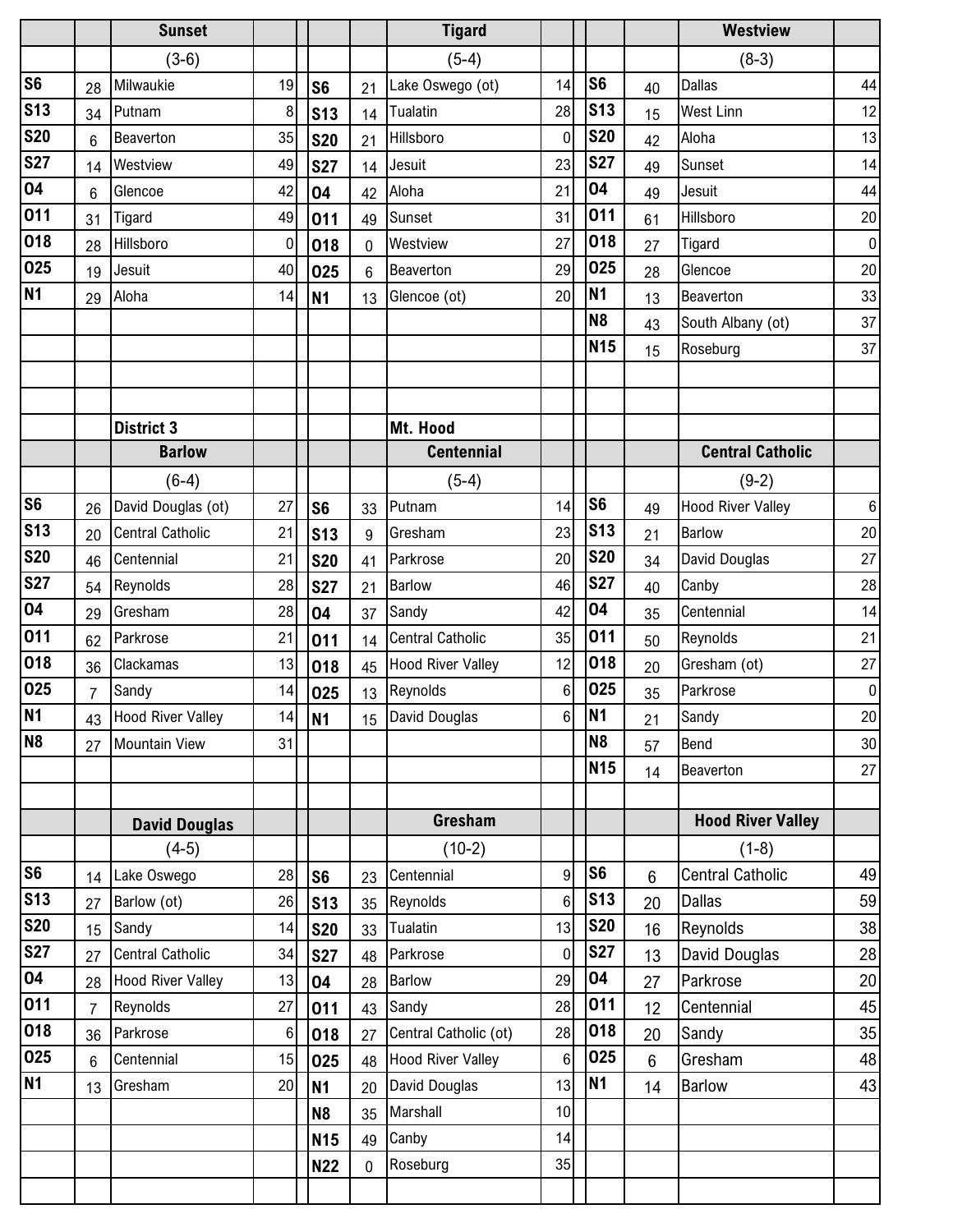### Sunset

(3-6)

| Date | Score | Opponent | Opp. Score |
| --- | --- | --- | --- |
| S6 | 28 | Milwaukie | 19 |
| S13 | 34 | Putnam | 8 |
| S20 | 6 | Beaverton | 35 |
| S27 | 14 | Westview | 49 |
| O4 | 6 | Glencoe | 42 |
| O11 | 31 | Tigard | 49 |
| O18 | 28 | Hillsboro | 0 |
| O25 | 19 | Jesuit | 40 |
| N1 | 29 | Aloha | 14 |

### Tigard

(5-4)

| Date | Score | Opponent | Opp. Score |
| --- | --- | --- | --- |
| S6 | 21 | Lake Oswego (ot) | 14 |
| S13 | 14 | Tualatin | 28 |
| S20 | 21 | Hillsboro | 0 |
| S27 | 14 | Jesuit | 23 |
| O4 | 42 | Aloha | 21 |
| O11 | 49 | Sunset | 31 |
| O18 | 0 | Westview | 27 |
| O25 | 6 | Beaverton | 29 |
| N1 | 13 | Glencoe (ot) | 20 |

### Westview

(8-3)

| Date | Score | Opponent | Opp. Score |
| --- | --- | --- | --- |
| S6 | 40 | Dallas | 44 |
| S13 | 15 | West Linn | 12 |
| S20 | 42 | Aloha | 13 |
| S27 | 49 | Sunset | 14 |
| O4 | 49 | Jesuit | 44 |
| O11 | 61 | Hillsboro | 20 |
| O18 | 27 | Tigard | 0 |
| O25 | 28 | Glencoe | 20 |
| N1 | 13 | Beaverton | 33 |
| N8 | 43 | South Albany (ot) | 37 |
| N15 | 15 | Roseburg | 37 |

## District 3 Mt. Hood

### Barlow

(6-4)

| Date | Score | Opponent | Opp. Score |
| --- | --- | --- | --- |
| S6 | 26 | David Douglas (ot) | 27 |
| S13 | 20 | Central Catholic | 21 |
| S20 | 46 | Centennial | 21 |
| S27 | 54 | Reynolds | 28 |
| O4 | 29 | Gresham | 28 |
| O11 | 62 | Parkrose | 21 |
| O18 | 36 | Clackamas | 13 |
| O25 | 7 | Sandy | 14 |
| N1 | 43 | Hood River Valley | 14 |
| N8 | 27 | Mountain View | 31 |

### Centennial

(5-4)

| Date | Score | Opponent | Opp. Score |
| --- | --- | --- | --- |
| S6 | 33 | Putnam | 14 |
| S13 | 9 | Gresham | 23 |
| S20 | 41 | Parkrose | 20 |
| S27 | 21 | Barlow | 46 |
| O4 | 37 | Sandy | 42 |
| O11 | 14 | Central Catholic | 35 |
| O18 | 45 | Hood River Valley | 12 |
| O25 | 13 | Reynolds | 6 |
| N1 | 15 | David Douglas | 6 |

### Central Catholic

(9-2)

| Date | Score | Opponent | Opp. Score |
| --- | --- | --- | --- |
| S6 | 49 | Hood River Valley | 6 |
| S13 | 21 | Barlow | 20 |
| S20 | 34 | David Douglas | 27 |
| S27 | 40 | Canby | 28 |
| O4 | 35 | Centennial | 14 |
| O11 | 50 | Reynolds | 21 |
| O18 | 20 | Gresham (ot) | 27 |
| O25 | 35 | Parkrose | 0 |
| N1 | 21 | Sandy | 20 |
| N8 | 57 | Bend | 30 |
| N15 | 14 | Beaverton | 27 |

### David Douglas

(4-5)

| Date | Score | Opponent | Opp. Score |
| --- | --- | --- | --- |
| S6 | 14 | Lake Oswego | 28 |
| S13 | 27 | Barlow (ot) | 26 |
| S20 | 15 | Sandy | 14 |
| S27 | 27 | Central Catholic | 34 |
| O4 | 28 | Hood River Valley | 13 |
| O11 | 7 | Reynolds | 27 |
| O18 | 36 | Parkrose | 6 |
| O25 | 6 | Centennial | 15 |
| N1 | 13 | Gresham | 20 |

### Gresham

(10-2)

| Date | Score | Opponent | Opp. Score |
| --- | --- | --- | --- |
| S6 | 23 | Centennial | 9 |
| S13 | 35 | Reynolds | 6 |
| S20 | 33 | Tualatin | 13 |
| S27 | 48 | Parkrose | 0 |
| O4 | 28 | Barlow | 29 |
| O11 | 43 | Sandy | 28 |
| O18 | 27 | Central Catholic (ot) | 28 |
| O25 | 48 | Hood River Valley | 6 |
| N1 | 20 | David Douglas | 13 |
| N8 | 35 | Marshall | 10 |
| N15 | 49 | Canby | 14 |
| N22 | 0 | Roseburg | 35 |

### Hood River Valley

(1-8)

| Date | Score | Opponent | Opp. Score |
| --- | --- | --- | --- |
| S6 | 6 | Central Catholic | 49 |
| S13 | 20 | Dallas | 59 |
| S20 | 16 | Reynolds | 38 |
| S27 | 13 | David Douglas | 28 |
| O4 | 27 | Parkrose | 20 |
| O11 | 12 | Centennial | 45 |
| O18 | 20 | Sandy | 35 |
| O25 | 6 | Gresham | 48 |
| N1 | 14 | Barlow | 43 |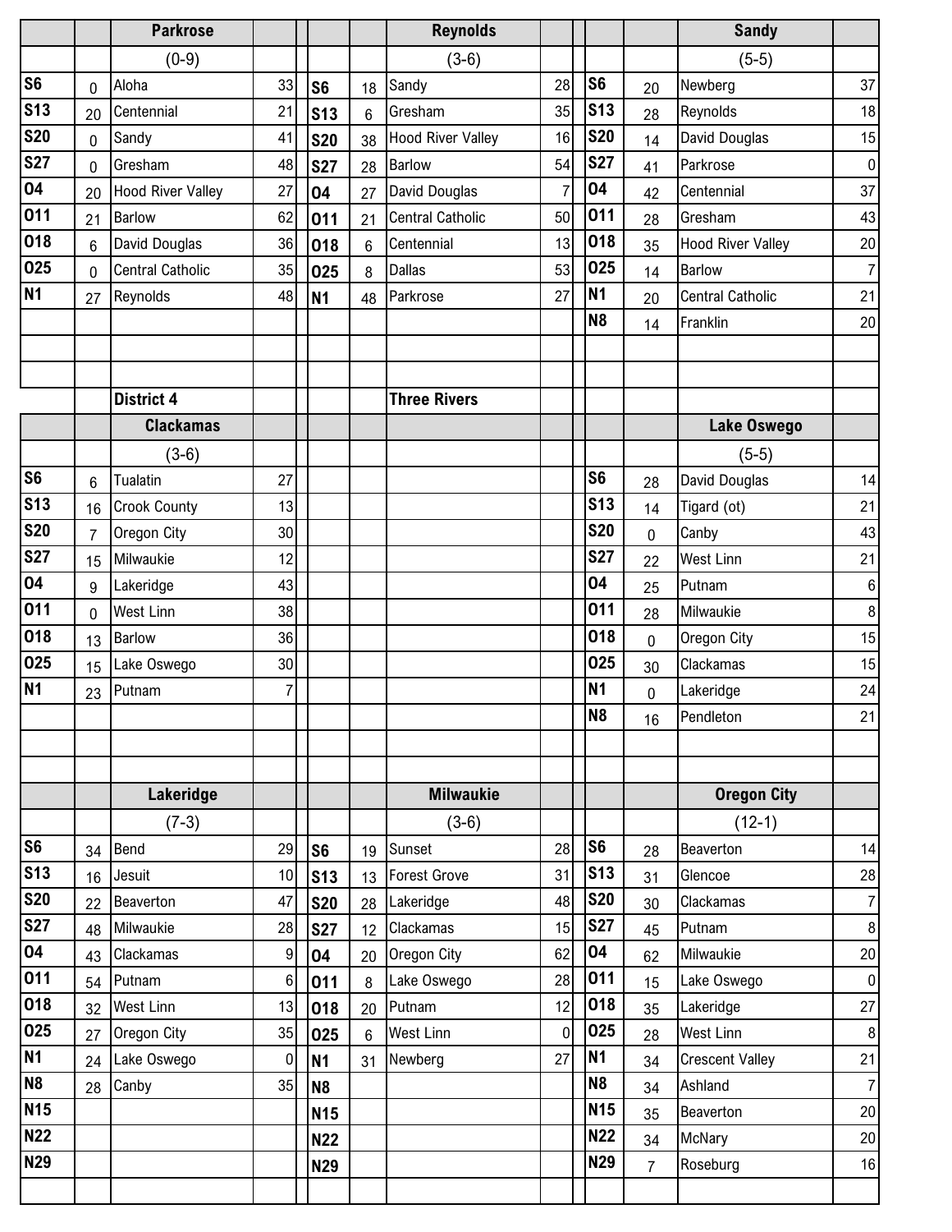| | | Parkrose | | | | Reynolds | | | | Sandy | |
|---|---|---|---|---|---|---|---|---|---|---|---|
| | | (0-9) | | | | (3-6) | | | | (5-5) | |
| S6 | 0 | Aloha | 33 | S6 | 18 | Sandy | 28 | S6 | 20 | Newberg | 37 |
| S13 | 20 | Centennial | 21 | S13 | 6 | Gresham | 35 | S13 | 28 | Reynolds | 18 |
| S20 | 0 | Sandy | 41 | S20 | 38 | Hood River Valley | 16 | S20 | 14 | David Douglas | 15 |
| S27 | 0 | Gresham | 48 | S27 | 28 | Barlow | 54 | S27 | 41 | Parkrose | 0 |
| O4 | 20 | Hood River Valley | 27 | O4 | 27 | David Douglas | 7 | O4 | 42 | Centennial | 37 |
| O11 | 21 | Barlow | 62 | O11 | 21 | Central Catholic | 50 | O11 | 28 | Gresham | 43 |
| O18 | 6 | David Douglas | 36 | O18 | 6 | Centennial | 13 | O18 | 35 | Hood River Valley | 20 |
| O25 | 0 | Central Catholic | 35 | O25 | 8 | Dallas | 53 | O25 | 14 | Barlow | 7 |
| N1 | 27 | Reynolds | 48 | N1 | 48 | Parkrose | 27 | N1 | 20 | Central Catholic | 21 |
| | | | | | | | | N8 | 14 | Franklin | 20 |

| | | District 4 | | | | Three Rivers | | | | | |
|---|---|---|---|---|---|---|---|---|---|---|---|
| | | Clackamas | | | | | | | | Lake Oswego | |
| | | (3-6) | | | | | | | | (5-5) | |
| S6 | 6 | Tualatin | 27 | | | | | S6 | 28 | David Douglas | 14 |
| S13 | 16 | Crook County | 13 | | | | | S13 | 14 | Tigard (ot) | 21 |
| S20 | 7 | Oregon City | 30 | | | | | S20 | 0 | Canby | 43 |
| S27 | 15 | Milwaukie | 12 | | | | | S27 | 22 | West Linn | 21 |
| O4 | 9 | Lakeridge | 43 | | | | | O4 | 25 | Putnam | 6 |
| O11 | 0 | West Linn | 38 | | | | | O11 | 28 | Milwaukie | 8 |
| O18 | 13 | Barlow | 36 | | | | | O18 | 0 | Oregon City | 15 |
| O25 | 15 | Lake Oswego | 30 | | | | | O25 | 30 | Clackamas | 15 |
| N1 | 23 | Putnam | 7 | | | | | N1 | 0 | Lakeridge | 24 |
| | | | | | | | | N8 | 16 | Pendleton | 21 |

| | | Lakeridge | | | | Milwaukie | | | | Oregon City | |
|---|---|---|---|---|---|---|---|---|---|---|---|
| | | (7-3) | | | | (3-6) | | | | (12-1) | |
| S6 | 34 | Bend | 29 | S6 | 19 | Sunset | 28 | S6 | 28 | Beaverton | 14 |
| S13 | 16 | Jesuit | 10 | S13 | 13 | Forest Grove | 31 | S13 | 31 | Glencoe | 28 |
| S20 | 22 | Beaverton | 47 | S20 | 28 | Lakeridge | 48 | S20 | 30 | Clackamas | 7 |
| S27 | 48 | Milwaukie | 28 | S27 | 12 | Clackamas | 15 | S27 | 45 | Putnam | 8 |
| O4 | 43 | Clackamas | 9 | O4 | 20 | Oregon City | 62 | O4 | 62 | Milwaukie | 20 |
| O11 | 54 | Putnam | 6 | O11 | 8 | Lake Oswego | 28 | O11 | 15 | Lake Oswego | 0 |
| O18 | 32 | West Linn | 13 | O18 | 20 | Putnam | 12 | O18 | 35 | Lakeridge | 27 |
| O25 | 27 | Oregon City | 35 | O25 | 6 | West Linn | 0 | O25 | 28 | West Linn | 8 |
| N1 | 24 | Lake Oswego | 0 | N1 | 31 | Newberg | 27 | N1 | 34 | Crescent Valley | 21 |
| N8 | 28 | Canby | 35 | N8 | | | | N8 | 34 | Ashland | 7 |
| N15 | | | | N15 | | | | N15 | 35 | Beaverton | 20 |
| N22 | | | | N22 | | | | N22 | 34 | McNary | 20 |
| N29 | | | | N29 | | | | N29 | 7 | Roseburg | 16 |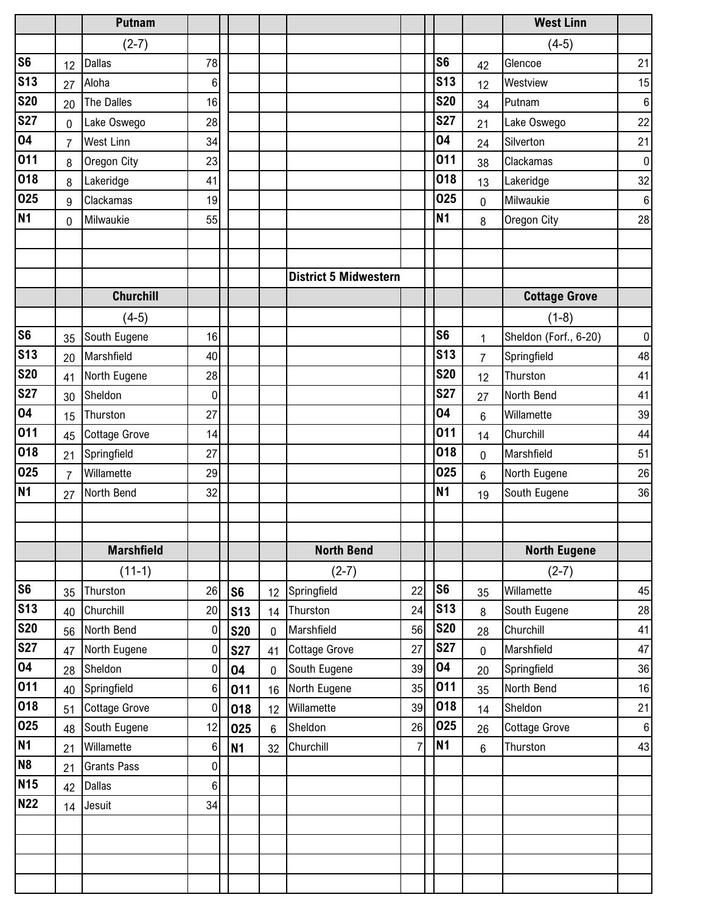## Putnam

(2-7)

| Date | Score | Opponent | Opp |
|---|---|---|---|
| S6 | 12 | Dallas | 78 |
| S13 | 27 | Aloha | 6 |
| S20 | 20 | The Dalles | 16 |
| S27 | 0 | Lake Oswego | 28 |
| O4 | 7 | West Linn | 34 |
| O11 | 8 | Oregon City | 23 |
| O18 | 8 | Lakeridge | 41 |
| O25 | 9 | Clackamas | 19 |
| N1 | 0 | Milwaukie | 55 |

## West Linn

(4-5)

| Date | Score | Opponent | Opp |
|---|---|---|---|
| S6 | 42 | Glencoe | 21 |
| S13 | 12 | Westview | 15 |
| S20 | 34 | Putnam | 6 |
| S27 | 21 | Lake Oswego | 22 |
| O4 | 24 | Silverton | 21 |
| O11 | 38 | Clackamas | 0 |
| O18 | 13 | Lakeridge | 32 |
| O25 | 0 | Milwaukie | 6 |
| N1 | 8 | Oregon City | 28 |

# District 5 Midwestern

## Churchill

(4-5)

| Date | Score | Opponent | Opp |
|---|---|---|---|
| S6 | 35 | South Eugene | 16 |
| S13 | 20 | Marshfield | 40 |
| S20 | 41 | North Eugene | 28 |
| S27 | 30 | Sheldon | 0 |
| O4 | 15 | Thurston | 27 |
| O11 | 45 | Cottage Grove | 14 |
| O18 | 21 | Springfield | 27 |
| O25 | 7 | Willamette | 29 |
| N1 | 27 | North Bend | 32 |

## Cottage Grove

(1-8)

| Date | Score | Opponent | Opp |
|---|---|---|---|
| S6 | 1 | Sheldon (Forf., 6-20) | 0 |
| S13 | 7 | Springfield | 48 |
| S20 | 12 | Thurston | 41 |
| S27 | 27 | North Bend | 41 |
| O4 | 6 | Willamette | 39 |
| O11 | 14 | Churchill | 44 |
| O18 | 0 | Marshfield | 51 |
| O25 | 6 | North Eugene | 26 |
| N1 | 19 | South Eugene | 36 |

## Marshfield

(11-1)

| Date | Score | Opponent | Opp |
|---|---|---|---|
| S6 | 35 | Thurston | 26 |
| S13 | 40 | Churchill | 20 |
| S20 | 56 | North Bend | 0 |
| S27 | 47 | North Eugene | 0 |
| O4 | 28 | Sheldon | 0 |
| O11 | 40 | Springfield | 6 |
| O18 | 51 | Cottage Grove | 0 |
| O25 | 48 | South Eugene | 12 |
| N1 | 21 | Willamette | 6 |
| N8 | 21 | Grants Pass | 0 |
| N15 | 42 | Dallas | 6 |
| N22 | 14 | Jesuit | 34 |

## North Bend

(2-7)

| Date | Score | Opponent | Opp |
|---|---|---|---|
| S6 | 12 | Springfield | 22 |
| S13 | 14 | Thurston | 24 |
| S20 | 0 | Marshfield | 56 |
| S27 | 41 | Cottage Grove | 27 |
| O4 | 0 | South Eugene | 39 |
| O11 | 16 | North Eugene | 35 |
| O18 | 12 | Willamette | 39 |
| O25 | 6 | Sheldon | 26 |
| N1 | 32 | Churchill | 7 |

## North Eugene

(2-7)

| Date | Score | Opponent | Opp |
|---|---|---|---|
| S6 | 35 | Willamette | 45 |
| S13 | 8 | South Eugene | 28 |
| S20 | 28 | Churchill | 41 |
| S27 | 0 | Marshfield | 47 |
| O4 | 20 | Springfield | 36 |
| O11 | 35 | North Bend | 16 |
| O18 | 14 | Sheldon | 21 |
| O25 | 26 | Cottage Grove | 6 |
| N1 | 6 | Thurston | 43 |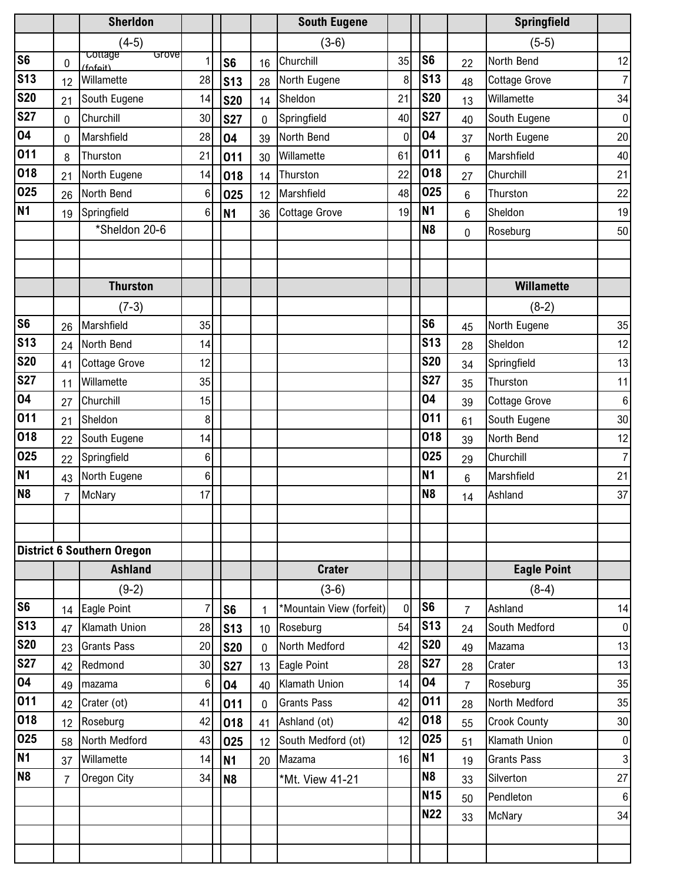### Sherldon

(4-5)

| Date | Score | Opponent | Opp |
|---|---|---|---|
| S6 | 0 | *Cottage Grove (fofeit) | 1 |
| S13 | 12 | Willamette | 28 |
| S20 | 21 | South Eugene | 14 |
| S27 | 0 | Churchill | 30 |
| O4 | 0 | Marshfield | 28 |
| O11 | 8 | Thurston | 21 |
| O18 | 21 | North Eugene | 14 |
| O25 | 26 | North Bend | 6 |
| N1 | 19 | Springfield | 6 |
| | | *Sheldon 20-6 | |

### South Eugene

(3-6)

| Date | Score | Opponent | Opp |
|---|---|---|---|
| S6 | 16 | Churchill | 35 |
| S13 | 28 | North Eugene | 8 |
| S20 | 14 | Sheldon | 21 |
| S27 | 0 | Springfield | 40 |
| O4 | 39 | North Bend | 0 |
| O11 | 30 | Willamette | 61 |
| O18 | 14 | Thurston | 22 |
| O25 | 12 | Marshfield | 48 |
| N1 | 36 | Cottage Grove | 19 |

### Springfield

(5-5)

| Date | Score | Opponent | Opp |
|---|---|---|---|
| S6 | 22 | North Bend | 12 |
| S13 | 48 | Cottage Grove | 7 |
| S20 | 13 | Willamette | 34 |
| S27 | 40 | South Eugene | 0 |
| O4 | 37 | North Eugene | 20 |
| O11 | 6 | Marshfield | 40 |
| O18 | 27 | Churchill | 21 |
| O25 | 6 | Thurston | 22 |
| N1 | 6 | Sheldon | 19 |
| N8 | 0 | Roseburg | 50 |

### Thurston

(7-3)

| Date | Score | Opponent | Opp |
|---|---|---|---|
| S6 | 26 | Marshfield | 35 |
| S13 | 24 | North Bend | 14 |
| S20 | 41 | Cottage Grove | 12 |
| S27 | 11 | Willamette | 35 |
| O4 | 27 | Churchill | 15 |
| O11 | 21 | Sheldon | 8 |
| O18 | 22 | South Eugene | 14 |
| O25 | 22 | Springfield | 6 |
| N1 | 43 | North Eugene | 6 |
| N8 | 7 | McNary | 17 |

### Willamette

(8-2)

| Date | Score | Opponent | Opp |
|---|---|---|---|
| S6 | 45 | North Eugene | 35 |
| S13 | 28 | Sheldon | 12 |
| S20 | 34 | Springfield | 13 |
| S27 | 35 | Thurston | 11 |
| O4 | 39 | Cottage Grove | 6 |
| O11 | 61 | South Eugene | 30 |
| O18 | 39 | North Bend | 12 |
| O25 | 29 | Churchill | 7 |
| N1 | 6 | Marshfield | 21 |
| N8 | 14 | Ashland | 37 |

## District 6 Southern Oregon

### Ashland

(9-2)

| Date | Score | Opponent | Opp |
|---|---|---|---|
| S6 | 14 | Eagle Point | 7 |
| S13 | 47 | Klamath Union | 28 |
| S20 | 23 | Grants Pass | 20 |
| S27 | 42 | Redmond | 30 |
| O4 | 49 | mazama | 6 |
| O11 | 42 | Crater (ot) | 41 |
| O18 | 12 | Roseburg | 42 |
| O25 | 58 | North Medford | 43 |
| N1 | 37 | Willamette | 14 |
| N8 | 7 | Oregon City | 34 |

### Crater

(3-6)

| Date | Score | Opponent | Opp |
|---|---|---|---|
| S6 | 1 | *Mountain View (forfeit) | 0 |
| S13 | 10 | Roseburg | 54 |
| S20 | 0 | North Medford | 42 |
| S27 | 13 | Eagle Point | 28 |
| O4 | 40 | Klamath Union | 14 |
| O11 | 0 | Grants Pass | 42 |
| O18 | 41 | Ashland (ot) | 42 |
| O25 | 12 | South Medford (ot) | 12 |
| N1 | 20 | Mazama | 16 |
| N8 | | *Mt. View 41-21 | |

### Eagle Point

(8-4)

| Date | Score | Opponent | Opp |
|---|---|---|---|
| S6 | 7 | Ashland | 14 |
| S13 | 24 | South Medford | 0 |
| S20 | 49 | Mazama | 13 |
| S27 | 28 | Crater | 13 |
| O4 | 7 | Roseburg | 35 |
| O11 | 28 | North Medford | 35 |
| O18 | 55 | Crook County | 30 |
| O25 | 51 | Klamath Union | 0 |
| N1 | 19 | Grants Pass | 3 |
| N8 | 33 | Silverton | 27 |
| N15 | 50 | Pendleton | 6 |
| N22 | 33 | McNary | 34 |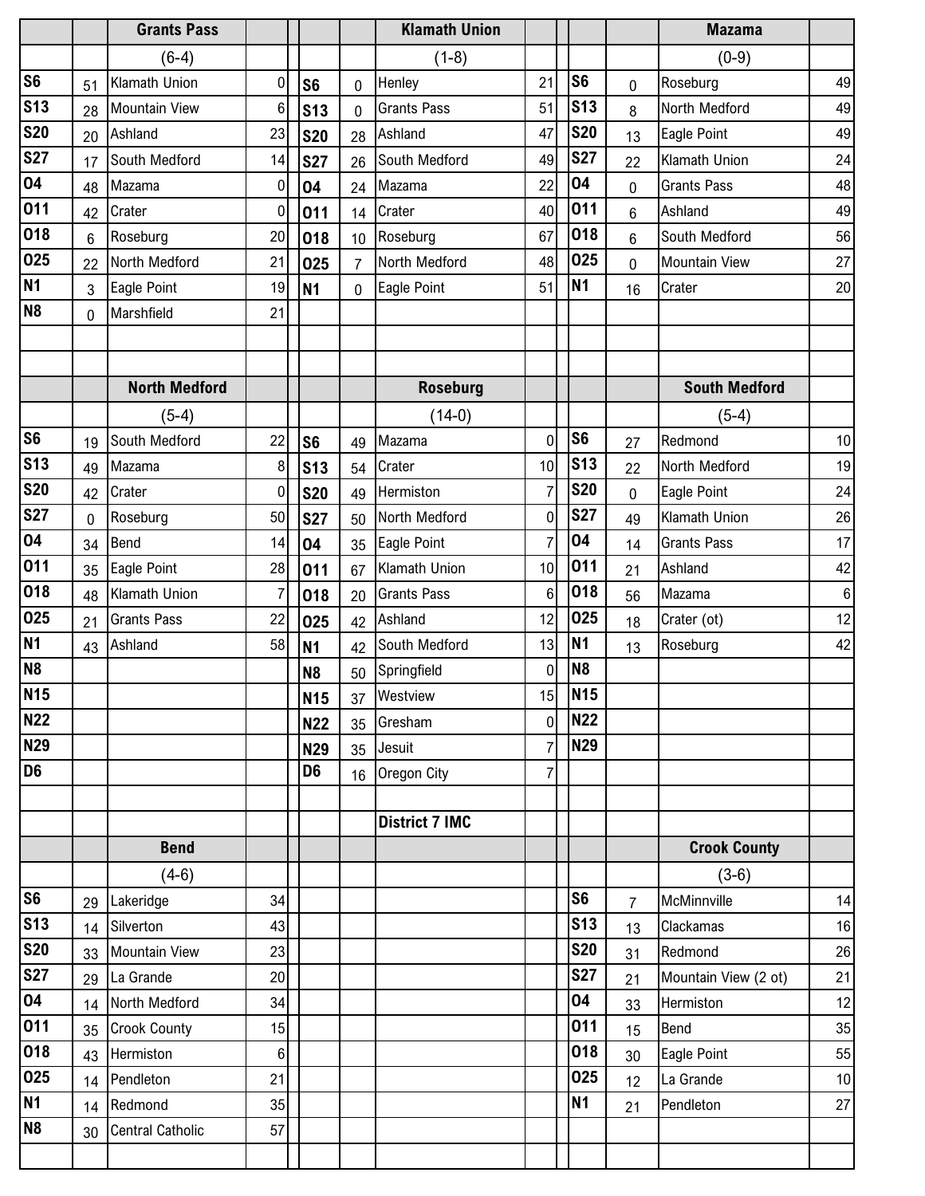## Grants Pass

(6-4)

| Date | Score | Opponent | Opp |
|---|---|---|---|
| S6 | 51 | Klamath Union | 0 |
| S13 | 28 | Mountain View | 6 |
| S20 | 20 | Ashland | 23 |
| S27 | 17 | South Medford | 14 |
| O4 | 48 | Mazama | 0 |
| O11 | 42 | Crater | 0 |
| O18 | 6 | Roseburg | 20 |
| O25 | 22 | North Medford | 21 |
| N1 | 3 | Eagle Point | 19 |
| N8 | 0 | Marshfield | 21 |

## Klamath Union

(1-8)

| Date | Score | Opponent | Opp |
|---|---|---|---|
| S6 | 0 | Henley | 21 |
| S13 | 0 | Grants Pass | 51 |
| S20 | 28 | Ashland | 47 |
| S27 | 26 | South Medford | 49 |
| O4 | 24 | Mazama | 22 |
| O11 | 14 | Crater | 40 |
| O18 | 10 | Roseburg | 67 |
| O25 | 7 | North Medford | 48 |
| N1 | 0 | Eagle Point | 51 |

## Mazama

(0-9)

| Date | Score | Opponent | Opp |
|---|---|---|---|
| S6 | 0 | Roseburg | 49 |
| S13 | 8 | North Medford | 49 |
| S20 | 13 | Eagle Point | 49 |
| S27 | 22 | Klamath Union | 24 |
| O4 | 0 | Grants Pass | 48 |
| O11 | 6 | Ashland | 49 |
| O18 | 6 | South Medford | 56 |
| O25 | 0 | Mountain View | 27 |
| N1 | 16 | Crater | 20 |

## North Medford

(5-4)

| Date | Score | Opponent | Opp |
|---|---|---|---|
| S6 | 19 | South Medford | 22 |
| S13 | 49 | Mazama | 8 |
| S20 | 42 | Crater | 0 |
| S27 | 0 | Roseburg | 50 |
| O4 | 34 | Bend | 14 |
| O11 | 35 | Eagle Point | 28 |
| O18 | 48 | Klamath Union | 7 |
| O25 | 21 | Grants Pass | 22 |
| N1 | 43 | Ashland | 58 |
| N8 | | | |
| N15 | | | |
| N22 | | | |
| N29 | | | |
| D6 | | | |

## Roseburg

(14-0)

| Date | Score | Opponent | Opp |
|---|---|---|---|
| S6 | 49 | Mazama | 0 |
| S13 | 54 | Crater | 10 |
| S20 | 49 | Hermiston | 7 |
| S27 | 50 | North Medford | 0 |
| O4 | 35 | Eagle Point | 7 |
| O11 | 67 | Klamath Union | 10 |
| O18 | 20 | Grants Pass | 6 |
| O25 | 42 | Ashland | 12 |
| N1 | 42 | South Medford | 13 |
| N8 | 50 | Springfield | 0 |
| N15 | 37 | Westview | 15 |
| N22 | 35 | Gresham | 0 |
| N29 | 35 | Jesuit | 7 |
| D6 | 16 | Oregon City | 7 |

## South Medford

(5-4)

| Date | Score | Opponent | Opp |
|---|---|---|---|
| S6 | 27 | Redmond | 10 |
| S13 | 22 | North Medford | 19 |
| S20 | 0 | Eagle Point | 24 |
| S27 | 49 | Klamath Union | 26 |
| O4 | 14 | Grants Pass | 17 |
| O11 | 21 | Ashland | 42 |
| O18 | 56 | Mazama | 6 |
| O25 | 18 | Crater (ot) | 12 |
| N1 | 13 | Roseburg | 42 |
| N8 | | | |
| N15 | | | |
| N22 | | | |
| N29 | | | |

**District 7 IMC**

## Bend

(4-6)

| Date | Score | Opponent | Opp |
|---|---|---|---|
| S6 | 29 | Lakeridge | 34 |
| S13 | 14 | Silverton | 43 |
| S20 | 33 | Mountain View | 23 |
| S27 | 29 | La Grande | 20 |
| O4 | 14 | North Medford | 34 |
| O11 | 35 | Crook County | 15 |
| O18 | 43 | Hermiston | 6 |
| O25 | 14 | Pendleton | 21 |
| N1 | 14 | Redmond | 35 |
| N8 | 30 | Central Catholic | 57 |

## Crook County

(3-6)

| Date | Score | Opponent | Opp |
|---|---|---|---|
| S6 | 7 | McMinnville | 14 |
| S13 | 13 | Clackamas | 16 |
| S20 | 31 | Redmond | 26 |
| S27 | 21 | Mountain View (2 ot) | 21 |
| O4 | 33 | Hermiston | 12 |
| O11 | 15 | Bend | 35 |
| O18 | 30 | Eagle Point | 55 |
| O25 | 12 | La Grande | 10 |
| N1 | 21 | Pendleton | 27 |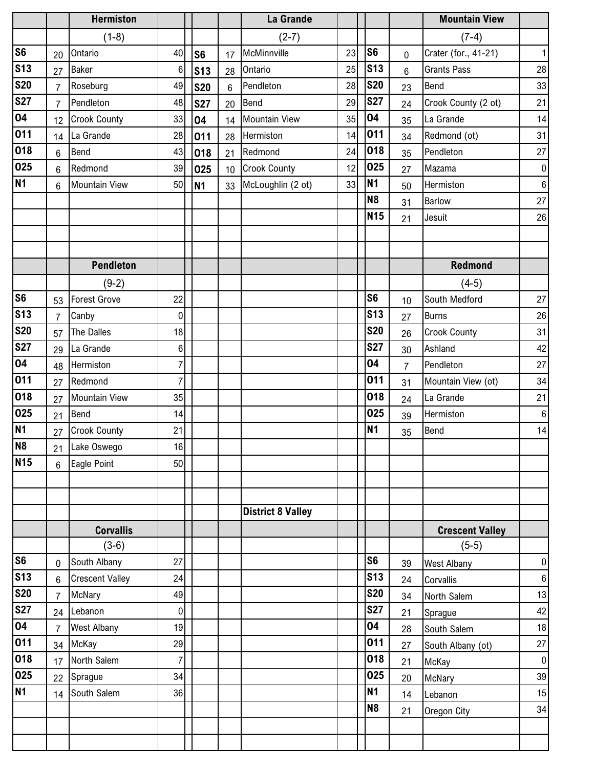### Hermiston (1-8)

| Date | Score | Opponent | Opp |
|---|---|---|---|
| S6 | 20 | Ontario | 40 |
| S13 | 27 | Baker | 6 |
| S20 | 7 | Roseburg | 49 |
| S27 | 7 | Pendleton | 48 |
| O4 | 12 | Crook County | 33 |
| O11 | 14 | La Grande | 28 |
| O18 | 6 | Bend | 43 |
| O25 | 6 | Redmond | 39 |
| N1 | 6 | Mountain View | 50 |

### La Grande (2-7)

| Date | Score | Opponent | Opp |
|---|---|---|---|
| S6 | 17 | McMinnville | 23 |
| S13 | 28 | Ontario | 25 |
| S20 | 6 | Pendleton | 28 |
| S27 | 20 | Bend | 29 |
| O4 | 14 | Mountain View | 35 |
| O11 | 28 | Hermiston | 14 |
| O18 | 21 | Redmond | 24 |
| O25 | 10 | Crook County | 12 |
| N1 | 33 | McLoughlin (2 ot) | 33 |

### Mountain View (7-4)

| Date | Score | Opponent | Opp |
|---|---|---|---|
| S6 | 0 | Crater (for., 41-21) | 1 |
| S13 | 6 | Grants Pass | 28 |
| S20 | 23 | Bend | 33 |
| S27 | 24 | Crook County (2 ot) | 21 |
| O4 | 35 | La Grande | 14 |
| O11 | 34 | Redmond (ot) | 31 |
| O18 | 35 | Pendleton | 27 |
| O25 | 27 | Mazama | 0 |
| N1 | 50 | Hermiston | 6 |
| N8 | 31 | Barlow | 27 |
| N15 | 21 | Jesuit | 26 |

### Pendleton (9-2)

| Date | Score | Opponent | Opp |
|---|---|---|---|
| S6 | 53 | Forest Grove | 22 |
| S13 | 7 | Canby | 0 |
| S20 | 57 | The Dalles | 18 |
| S27 | 29 | La Grande | 6 |
| O4 | 48 | Hermiston | 7 |
| O11 | 27 | Redmond | 7 |
| O18 | 27 | Mountain View | 35 |
| O25 | 21 | Bend | 14 |
| N1 | 27 | Crook County | 21 |
| N8 | 21 | Lake Oswego | 16 |
| N15 | 6 | Eagle Point | 50 |

### Redmond (4-5)

| Date | Score | Opponent | Opp |
|---|---|---|---|
| S6 | 10 | South Medford | 27 |
| S13 | 27 | Burns | 26 |
| S20 | 26 | Crook County | 31 |
| S27 | 30 | Ashland | 42 |
| O4 | 7 | Pendleton | 27 |
| O11 | 31 | Mountain View (ot) | 34 |
| O18 | 24 | La Grande | 21 |
| O25 | 39 | Hermiston | 6 |
| N1 | 35 | Bend | 14 |

## District 8 Valley

### Corvallis (3-6)

| Date | Score | Opponent | Opp |
|---|---|---|---|
| S6 | 0 | South Albany | 27 |
| S13 | 6 | Crescent Valley | 24 |
| S20 | 7 | McNary | 49 |
| S27 | 24 | Lebanon | 0 |
| O4 | 7 | West Albany | 19 |
| O11 | 34 | McKay | 29 |
| O18 | 17 | North Salem | 7 |
| O25 | 22 | Sprague | 34 |
| N1 | 14 | South Salem | 36 |

### Crescent Valley (5-5)

| Date | Score | Opponent | Opp |
|---|---|---|---|
| S6 | 39 | West Albany | 0 |
| S13 | 24 | Corvallis | 6 |
| S20 | 34 | North Salem | 13 |
| S27 | 21 | Sprague | 42 |
| O4 | 28 | South Salem | 18 |
| O11 | 27 | South Albany (ot) | 27 |
| O18 | 21 | McKay | 0 |
| O25 | 20 | McNary | 39 |
| N1 | 14 | Lebanon | 15 |
| N8 | 21 | Oregon City | 34 |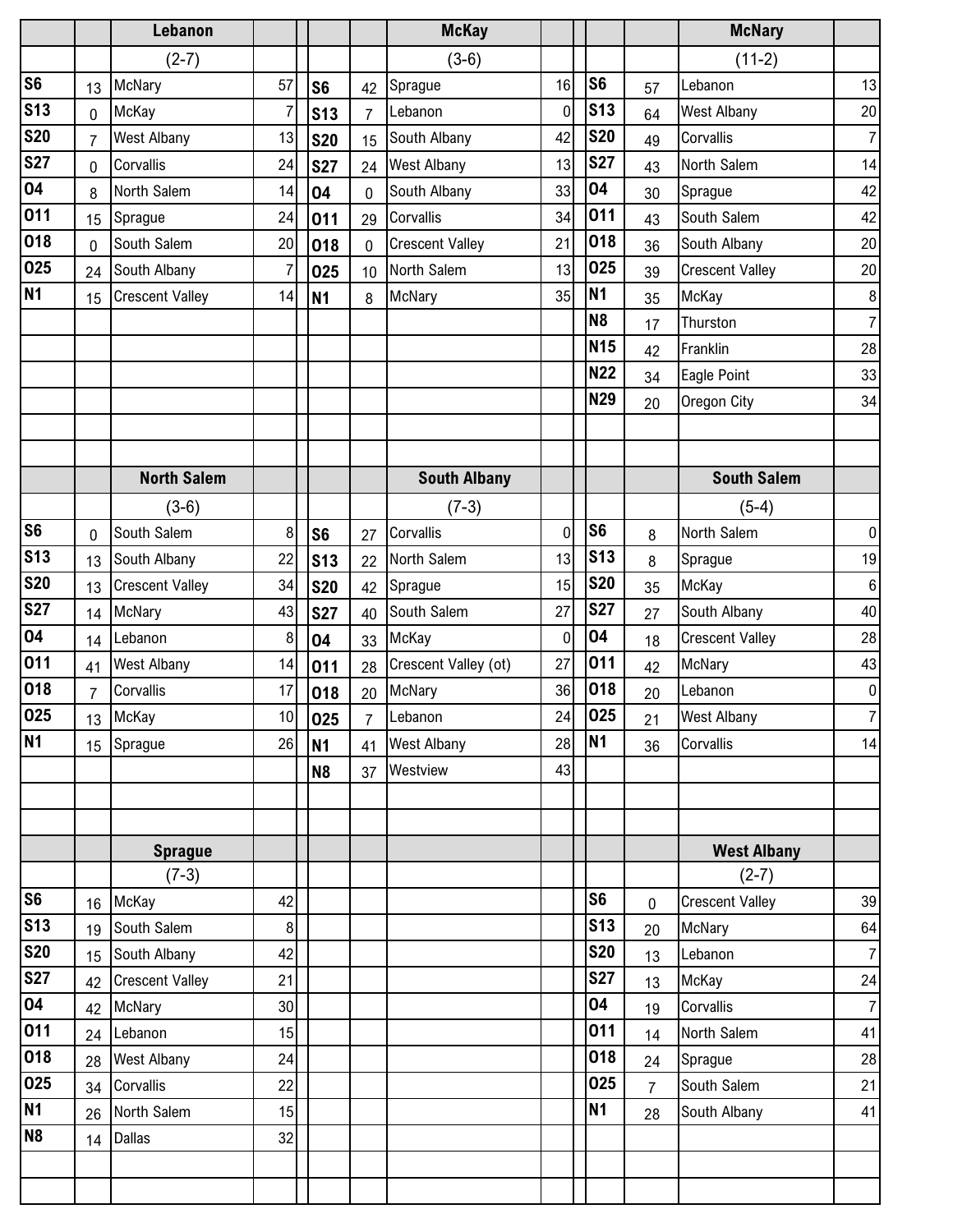## Lebanon

(2-7)

| Date | Score | Opponent | Opp Score |
|---|---|---|---|
| S6 | 13 | McNary | 57 |
| S13 | 0 | McKay | 7 |
| S20 | 7 | West Albany | 13 |
| S27 | 0 | Corvallis | 24 |
| O4 | 8 | North Salem | 14 |
| O11 | 15 | Sprague | 24 |
| O18 | 0 | South Salem | 20 |
| O25 | 24 | South Albany | 7 |
| N1 | 15 | Crescent Valley | 14 |

## McKay

(3-6)

| Date | Score | Opponent | Opp Score |
|---|---|---|---|
| S6 | 42 | Sprague | 16 |
| S13 | 7 | Lebanon | 0 |
| S20 | 15 | South Albany | 42 |
| S27 | 24 | West Albany | 13 |
| O4 | 0 | South Albany | 33 |
| O11 | 29 | Corvallis | 34 |
| O18 | 0 | Crescent Valley | 21 |
| O25 | 10 | North Salem | 13 |
| N1 | 8 | McNary | 35 |

## McNary

(11-2)

| Date | Score | Opponent | Opp Score |
|---|---|---|---|
| S6 | 57 | Lebanon | 13 |
| S13 | 64 | West Albany | 20 |
| S20 | 49 | Corvallis | 7 |
| S27 | 43 | North Salem | 14 |
| O4 | 30 | Sprague | 42 |
| O11 | 43 | South Salem | 42 |
| O18 | 36 | South Albany | 20 |
| O25 | 39 | Crescent Valley | 20 |
| N1 | 35 | McKay | 8 |
| N8 | 17 | Thurston | 7 |
| N15 | 42 | Franklin | 28 |
| N22 | 34 | Eagle Point | 33 |
| N29 | 20 | Oregon City | 34 |

## North Salem

(3-6)

| Date | Score | Opponent | Opp Score |
|---|---|---|---|
| S6 | 0 | South Salem | 8 |
| S13 | 13 | South Albany | 22 |
| S20 | 13 | Crescent Valley | 34 |
| S27 | 14 | McNary | 43 |
| O4 | 14 | Lebanon | 8 |
| O11 | 41 | West Albany | 14 |
| O18 | 7 | Corvallis | 17 |
| O25 | 13 | McKay | 10 |
| N1 | 15 | Sprague | 26 |

## South Albany

(7-3)

| Date | Score | Opponent | Opp Score |
|---|---|---|---|
| S6 | 27 | Corvallis | 0 |
| S13 | 22 | North Salem | 13 |
| S20 | 42 | Sprague | 15 |
| S27 | 40 | South Salem | 27 |
| O4 | 33 | McKay | 0 |
| O11 | 28 | Crescent Valley (ot) | 27 |
| O18 | 20 | McNary | 36 |
| O25 | 7 | Lebanon | 24 |
| N1 | 41 | West Albany | 28 |
| N8 | 37 | Westview | 43 |

## South Salem

(5-4)

| Date | Score | Opponent | Opp Score |
|---|---|---|---|
| S6 | 8 | North Salem | 0 |
| S13 | 8 | Sprague | 19 |
| S20 | 35 | McKay | 6 |
| S27 | 27 | South Albany | 40 |
| O4 | 18 | Crescent Valley | 28 |
| O11 | 42 | McNary | 43 |
| O18 | 20 | Lebanon | 0 |
| O25 | 21 | West Albany | 7 |
| N1 | 36 | Corvallis | 14 |

## Sprague

(7-3)

| Date | Score | Opponent | Opp Score |
|---|---|---|---|
| S6 | 16 | McKay | 42 |
| S13 | 19 | South Salem | 8 |
| S20 | 15 | South Albany | 42 |
| S27 | 42 | Crescent Valley | 21 |
| O4 | 42 | McNary | 30 |
| O11 | 24 | Lebanon | 15 |
| O18 | 28 | West Albany | 24 |
| O25 | 34 | Corvallis | 22 |
| N1 | 26 | North Salem | 15 |
| N8 | 14 | Dallas | 32 |

## West Albany

(2-7)

| Date | Score | Opponent | Opp Score |
|---|---|---|---|
| S6 | 0 | Crescent Valley | 39 |
| S13 | 20 | McNary | 64 |
| S20 | 13 | Lebanon | 7 |
| S27 | 13 | McKay | 24 |
| O4 | 19 | Corvallis | 7 |
| O11 | 14 | North Salem | 41 |
| O18 | 24 | Sprague | 28 |
| O25 | 7 | South Salem | 21 |
| N1 | 28 | South Albany | 41 |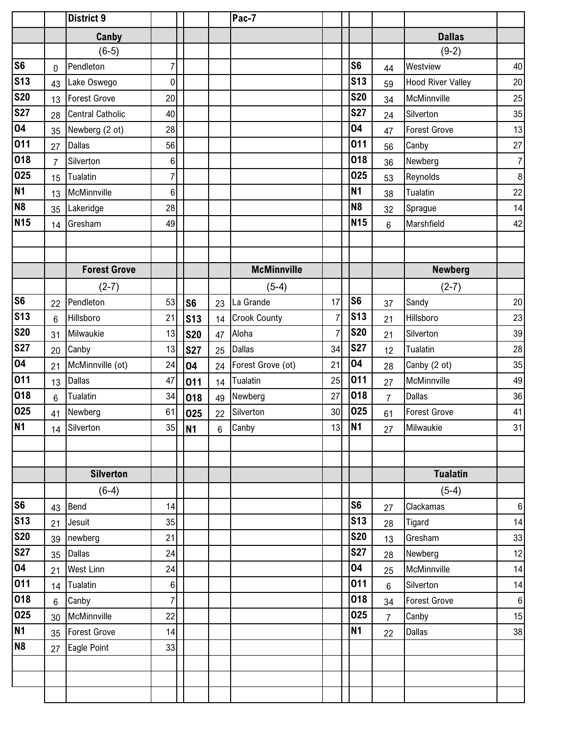## District 9 — Pac-7

### Canby

(6-5)

| Date | Score | Opponent | Opp Score |
|---|---|---|---|
| S6 | 0 | Pendleton | 7 |
| S13 | 43 | Lake Oswego | 0 |
| S20 | 13 | Forest Grove | 20 |
| S27 | 28 | Central Catholic | 40 |
| O4 | 35 | Newberg (2 ot) | 28 |
| O11 | 27 | Dallas | 56 |
| O18 | 7 | Silverton | 6 |
| O25 | 15 | Tualatin | 7 |
| N1 | 13 | McMinnville | 6 |
| N8 | 35 | Lakeridge | 28 |
| N15 | 14 | Gresham | 49 |

### Dallas

(9-2)

| Date | Score | Opponent | Opp Score |
|---|---|---|---|
| S6 | 44 | Westview | 40 |
| S13 | 59 | Hood River Valley | 20 |
| S20 | 34 | McMinnville | 25 |
| S27 | 24 | Silverton | 35 |
| O4 | 47 | Forest Grove | 13 |
| O11 | 56 | Canby | 27 |
| O18 | 36 | Newberg | 7 |
| O25 | 53 | Reynolds | 8 |
| N1 | 38 | Tualatin | 22 |
| N8 | 32 | Sprague | 14 |
| N15 | 6 | Marshfield | 42 |

### Forest Grove

(2-7)

| Date | Score | Opponent | Opp Score |
|---|---|---|---|
| S6 | 22 | Pendleton | 53 |
| S13 | 6 | Hillsboro | 21 |
| S20 | 31 | Milwaukie | 13 |
| S27 | 20 | Canby | 13 |
| O4 | 21 | McMinnville (ot) | 24 |
| O11 | 13 | Dallas | 47 |
| O18 | 6 | Tualatin | 34 |
| O25 | 41 | Newberg | 61 |
| N1 | 14 | Silverton | 35 |

### McMinnville

(5-4)

| Date | Score | Opponent | Opp Score |
|---|---|---|---|
| S6 | 23 | La Grande | 17 |
| S13 | 14 | Crook County | 7 |
| S20 | 47 | Aloha | 7 |
| S27 | 25 | Dallas | 34 |
| O4 | 24 | Forest Grove (ot) | 21 |
| O11 | 14 | Tualatin | 25 |
| O18 | 49 | Newberg | 27 |
| O25 | 22 | Silverton | 30 |
| N1 | 6 | Canby | 13 |

### Newberg

(2-7)

| Date | Score | Opponent | Opp Score |
|---|---|---|---|
| S6 | 37 | Sandy | 20 |
| S13 | 21 | Hillsboro | 23 |
| S20 | 21 | Silverton | 39 |
| S27 | 12 | Tualatin | 28 |
| O4 | 28 | Canby (2 ot) | 35 |
| O11 | 27 | McMinnville | 49 |
| O18 | 7 | Dallas | 36 |
| O25 | 61 | Forest Grove | 41 |
| N1 | 27 | Milwaukie | 31 |

### Silverton

(6-4)

| Date | Score | Opponent | Opp Score |
|---|---|---|---|
| S6 | 43 | Bend | 14 |
| S13 | 21 | Jesuit | 35 |
| S20 | 39 | newberg | 21 |
| S27 | 35 | Dallas | 24 |
| O4 | 21 | West Linn | 24 |
| O11 | 14 | Tualatin | 6 |
| O18 | 6 | Canby | 7 |
| O25 | 30 | McMinnville | 22 |
| N1 | 35 | Forest Grove | 14 |
| N8 | 27 | Eagle Point | 33 |

### Tualatin

(5-4)

| Date | Score | Opponent | Opp Score |
|---|---|---|---|
| S6 | 27 | Clackamas | 6 |
| S13 | 28 | Tigard | 14 |
| S20 | 13 | Gresham | 33 |
| S27 | 28 | Newberg | 12 |
| O4 | 25 | McMinnville | 14 |
| O11 | 6 | Silverton | 14 |
| O18 | 34 | Forest Grove | 6 |
| O25 | 7 | Canby | 15 |
| N1 | 22 | Dallas | 38 |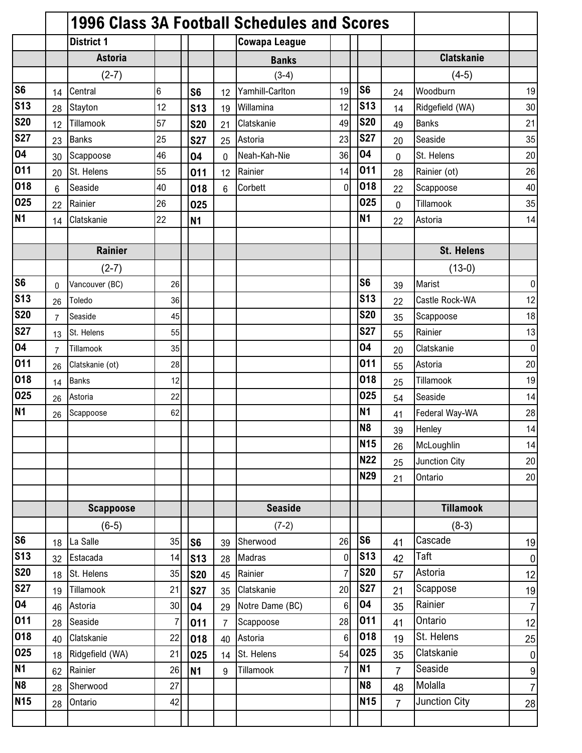# 1996 Class 3A Football Schedules and Scores

**District 1** — **Cowapa League**

### Astoria (2-7)

| Date | Score | Opponent | Opp. Score |
|---|---|---|---|
| S6 | 14 | Central | 6 |
| S13 | 28 | Stayton | 12 |
| S20 | 12 | Tillamook | 57 |
| S27 | 23 | Banks | 25 |
| O4 | 30 | Scappoose | 46 |
| O11 | 20 | St. Helens | 55 |
| O18 | 6 | Seaside | 40 |
| O25 | 22 | Rainier | 26 |
| N1 | 14 | Clatskanie | 22 |

### Banks (3-4)

| Date | Score | Opponent | Opp. Score |
|---|---|---|---|
| S6 | 12 | Yamhill-Carlton | 19 |
| S13 | 19 | Willamina | 12 |
| S20 | 21 | Clatskanie | 49 |
| S27 | 25 | Astoria | 23 |
| O4 | 0 | Neah-Kah-Nie | 36 |
| O11 | 12 | Rainier | 14 |
| O18 | 6 | Corbett | 0 |
| O25 | | | |
| N1 | | | |

### Clatskanie (4-5)

| Date | Score | Opponent | Opp. Score |
|---|---|---|---|
| S6 | 24 | Woodburn | 19 |
| S13 | 14 | Ridgefield (WA) | 30 |
| S20 | 49 | Banks | 21 |
| S27 | 20 | Seaside | 35 |
| O4 | 0 | St. Helens | 20 |
| O11 | 28 | Rainier (ot) | 26 |
| O18 | 22 | Scappoose | 40 |
| O25 | 0 | Tillamook | 35 |
| N1 | 22 | Astoria | 14 |

### Rainier (2-7)

| Date | Score | Opponent | Opp. Score |
|---|---|---|---|
| S6 | 0 | Vancouver (BC) | 26 |
| S13 | 26 | Toledo | 36 |
| S20 | 7 | Seaside | 45 |
| S27 | 13 | St. Helens | 55 |
| O4 | 7 | Tillamook | 35 |
| O11 | 26 | Clatskanie (ot) | 28 |
| O18 | 14 | Banks | 12 |
| O25 | 26 | Astoria | 22 |
| N1 | 26 | Scappoose | 62 |

### St. Helens (13-0)

| Date | Score | Opponent | Opp. Score |
|---|---|---|---|
| S6 | 39 | Marist | 0 |
| S13 | 22 | Castle Rock-WA | 12 |
| S20 | 35 | Scappoose | 18 |
| S27 | 55 | Rainier | 13 |
| O4 | 20 | Clatskanie | 0 |
| O11 | 55 | Astoria | 20 |
| O18 | 25 | Tillamook | 19 |
| O25 | 54 | Seaside | 14 |
| N1 | 41 | Federal Way-WA | 28 |
| N8 | 39 | Henley | 14 |
| N15 | 26 | McLoughlin | 14 |
| N22 | 25 | Junction City | 20 |
| N29 | 21 | Ontario | 20 |

### Scappoose (6-5)

| Date | Score | Opponent | Opp. Score |
|---|---|---|---|
| S6 | 18 | La Salle | 35 |
| S13 | 32 | Estacada | 14 |
| S20 | 18 | St. Helens | 35 |
| S27 | 19 | Tillamook | 21 |
| O4 | 46 | Astoria | 30 |
| O11 | 28 | Seaside | 7 |
| O18 | 40 | Clatskanie | 22 |
| O25 | 18 | Ridgefield (WA) | 21 |
| N1 | 62 | Rainier | 26 |
| N8 | 28 | Sherwood | 27 |
| N15 | 28 | Ontario | 42 |

### Seaside (7-2)

| Date | Score | Opponent | Opp. Score |
|---|---|---|---|
| S6 | 39 | Sherwood | 26 |
| S13 | 28 | Madras | 0 |
| S20 | 45 | Rainier | 7 |
| S27 | 35 | Clatskanie | 20 |
| O4 | 29 | Notre Dame (BC) | 6 |
| O11 | 7 | Scappoose | 28 |
| O18 | 40 | Astoria | 6 |
| O25 | 14 | St. Helens | 54 |
| N1 | 9 | Tillamook | 7 |

### Tillamook (8-3)

| Date | Score | Opponent | Opp. Score |
|---|---|---|---|
| S6 | 41 | Cascade | 19 |
| S13 | 42 | Taft | 0 |
| S20 | 57 | Astoria | 12 |
| S27 | 21 | Scappose | 19 |
| O4 | 35 | Rainier | 7 |
| O11 | 41 | Ontario | 12 |
| O18 | 19 | St. Helens | 25 |
| O25 | 35 | Clatskanie | 0 |
| N1 | 7 | Seaside | 9 |
| N8 | 48 | Molalla | 7 |
| N15 | 7 | Junction City | 28 |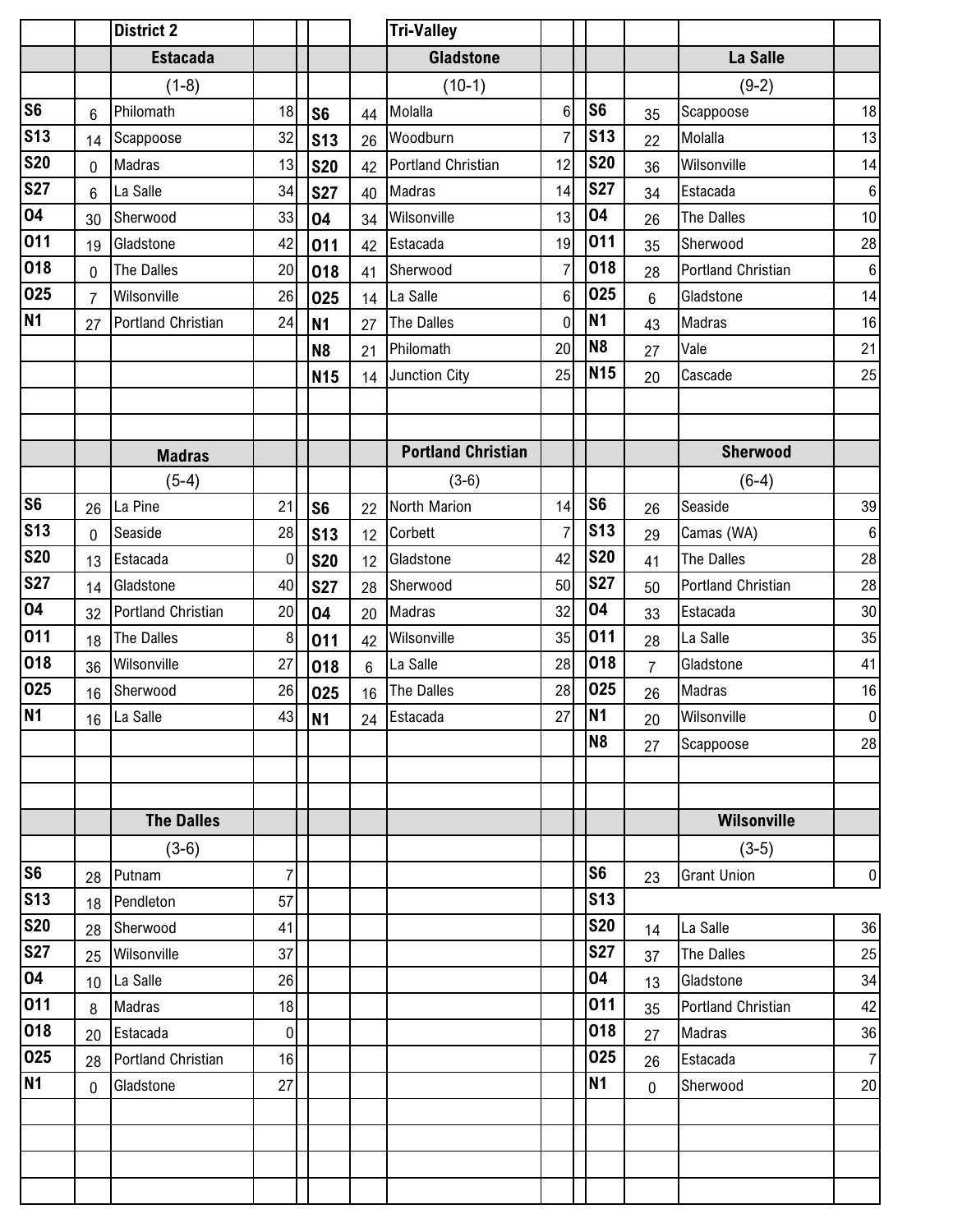## District 2 — Tri-Valley

### Estacada (1-8)

| Date | Score | Opponent | Opp |
|---|---|---|---|
| S6 | 6 | Philomath | 18 |
| S13 | 14 | Scappoose | 32 |
| S20 | 0 | Madras | 13 |
| S27 | 6 | La Salle | 34 |
| O4 | 30 | Sherwood | 33 |
| O11 | 19 | Gladstone | 42 |
| O18 | 0 | The Dalles | 20 |
| O25 | 7 | Wilsonville | 26 |
| N1 | 27 | Portland Christian | 24 |

### Gladstone (10-1)

| Date | Score | Opponent | Opp |
|---|---|---|---|
| S6 | 44 | Molalla | 6 |
| S13 | 26 | Woodburn | 7 |
| S20 | 42 | Portland Christian | 12 |
| S27 | 40 | Madras | 14 |
| O4 | 34 | Wilsonville | 13 |
| O11 | 42 | Estacada | 19 |
| O18 | 41 | Sherwood | 7 |
| O25 | 14 | La Salle | 6 |
| N1 | 27 | The Dalles | 0 |
| N8 | 21 | Philomath | 20 |
| N15 | 14 | Junction City | 25 |

### La Salle (9-2)

| Date | Score | Opponent | Opp |
|---|---|---|---|
| S6 | 35 | Scappoose | 18 |
| S13 | 22 | Molalla | 13 |
| S20 | 36 | Wilsonville | 14 |
| S27 | 34 | Estacada | 6 |
| O4 | 26 | The Dalles | 10 |
| O11 | 35 | Sherwood | 28 |
| O18 | 28 | Portland Christian | 6 |
| O25 | 6 | Gladstone | 14 |
| N1 | 43 | Madras | 16 |
| N8 | 27 | Vale | 21 |
| N15 | 20 | Cascade | 25 |

### Madras (5-4)

| Date | Score | Opponent | Opp |
|---|---|---|---|
| S6 | 26 | La Pine | 21 |
| S13 | 0 | Seaside | 28 |
| S20 | 13 | Estacada | 0 |
| S27 | 14 | Gladstone | 40 |
| O4 | 32 | Portland Christian | 20 |
| O11 | 18 | The Dalles | 8 |
| O18 | 36 | Wilsonville | 27 |
| O25 | 16 | Sherwood | 26 |
| N1 | 16 | La Salle | 43 |

### Portland Christian (3-6)

| Date | Score | Opponent | Opp |
|---|---|---|---|
| S6 | 22 | North Marion | 14 |
| S13 | 12 | Corbett | 7 |
| S20 | 12 | Gladstone | 42 |
| S27 | 28 | Sherwood | 50 |
| O4 | 20 | Madras | 32 |
| O11 | 42 | Wilsonville | 35 |
| O18 | 6 | La Salle | 28 |
| O25 | 16 | The Dalles | 28 |
| N1 | 24 | Estacada | 27 |

### Sherwood (6-4)

| Date | Score | Opponent | Opp |
|---|---|---|---|
| S6 | 26 | Seaside | 39 |
| S13 | 29 | Camas (WA) | 6 |
| S20 | 41 | The Dalles | 28 |
| S27 | 50 | Portland Christian | 28 |
| O4 | 33 | Estacada | 30 |
| O11 | 28 | La Salle | 35 |
| O18 | 7 | Gladstone | 41 |
| O25 | 26 | Madras | 16 |
| N1 | 20 | Wilsonville | 0 |
| N8 | 27 | Scappoose | 28 |

### The Dalles (3-6)

| Date | Score | Opponent | Opp |
|---|---|---|---|
| S6 | 28 | Putnam | 7 |
| S13 | 18 | Pendleton | 57 |
| S20 | 28 | Sherwood | 41 |
| S27 | 25 | Wilsonville | 37 |
| O4 | 10 | La Salle | 26 |
| O11 | 8 | Madras | 18 |
| O18 | 20 | Estacada | 0 |
| O25 | 28 | Portland Christian | 16 |
| N1 | 0 | Gladstone | 27 |

### Wilsonville (3-5)

| Date | Score | Opponent | Opp |
|---|---|---|---|
| S6 | 23 | Grant Union | 0 |
| S13 | | | |
| S20 | 14 | La Salle | 36 |
| S27 | 37 | The Dalles | 25 |
| O4 | 13 | Gladstone | 34 |
| O11 | 35 | Portland Christian | 42 |
| O18 | 27 | Madras | 36 |
| O25 | 26 | Estacada | 7 |
| N1 | 0 | Sherwood | 20 |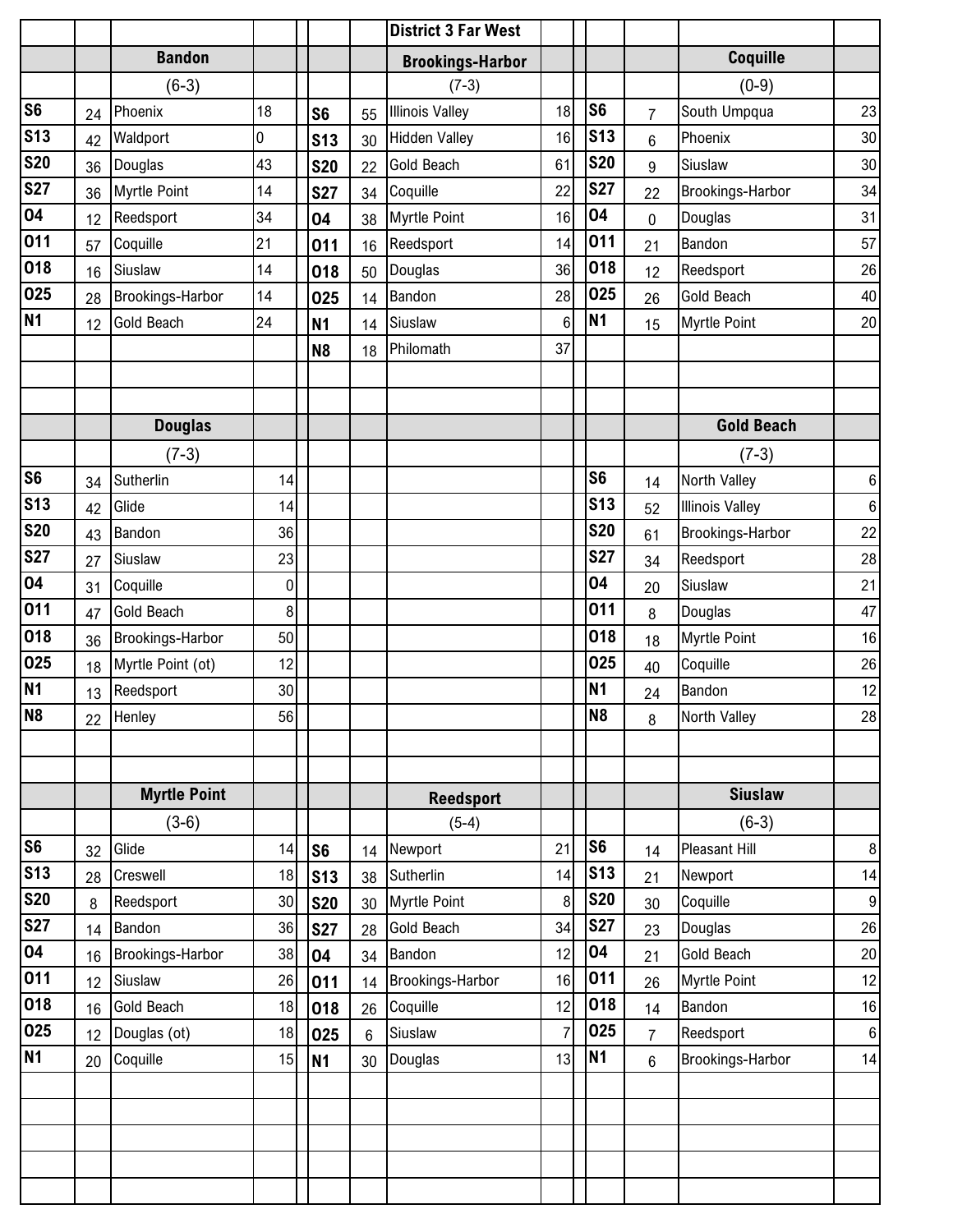## District 3 Far West

### Bandon

(6-3)

| Week | Score | Opponent | Opp Score |
|---|---|---|---|
| S6 | 24 | Phoenix | 18 |
| S13 | 42 | Waldport | 0 |
| S20 | 36 | Douglas | 43 |
| S27 | 36 | Myrtle Point | 14 |
| O4 | 12 | Reedsport | 34 |
| O11 | 57 | Coquille | 21 |
| O18 | 16 | Siuslaw | 14 |
| O25 | 28 | Brookings-Harbor | 14 |
| N1 | 12 | Gold Beach | 24 |

### Brookings-Harbor

(7-3)

| Week | Score | Opponent | Opp Score |
|---|---|---|---|
| S6 | 55 | Illinois Valley | 18 |
| S13 | 30 | Hidden Valley | 16 |
| S20 | 22 | Gold Beach | 61 |
| S27 | 34 | Coquille | 22 |
| O4 | 38 | Myrtle Point | 16 |
| O11 | 16 | Reedsport | 14 |
| O18 | 50 | Douglas | 36 |
| O25 | 14 | Bandon | 28 |
| N1 | 14 | Siuslaw | 6 |
| N8 | 18 | Philomath | 37 |

### Coquille

(0-9)

| Week | Score | Opponent | Opp Score |
|---|---|---|---|
| S6 | 7 | South Umpqua | 23 |
| S13 | 6 | Phoenix | 30 |
| S20 | 9 | Siuslaw | 30 |
| S27 | 22 | Brookings-Harbor | 34 |
| O4 | 0 | Douglas | 31 |
| O11 | 21 | Bandon | 57 |
| O18 | 12 | Reedsport | 26 |
| O25 | 26 | Gold Beach | 40 |
| N1 | 15 | Myrtle Point | 20 |

### Douglas

(7-3)

| Week | Score | Opponent | Opp Score |
|---|---|---|---|
| S6 | 34 | Sutherlin | 14 |
| S13 | 42 | Glide | 14 |
| S20 | 43 | Bandon | 36 |
| S27 | 27 | Siuslaw | 23 |
| O4 | 31 | Coquille | 0 |
| O11 | 47 | Gold Beach | 8 |
| O18 | 36 | Brookings-Harbor | 50 |
| O25 | 18 | Myrtle Point (ot) | 12 |
| N1 | 13 | Reedsport | 30 |
| N8 | 22 | Henley | 56 |

### Gold Beach

(7-3)

| Week | Score | Opponent | Opp Score |
|---|---|---|---|
| S6 | 14 | North Valley | 6 |
| S13 | 52 | Illinois Valley | 6 |
| S20 | 61 | Brookings-Harbor | 22 |
| S27 | 34 | Reedsport | 28 |
| O4 | 20 | Siuslaw | 21 |
| O11 | 8 | Douglas | 47 |
| O18 | 18 | Myrtle Point | 16 |
| O25 | 40 | Coquille | 26 |
| N1 | 24 | Bandon | 12 |
| N8 | 8 | North Valley | 28 |

### Myrtle Point

(3-6)

| Week | Score | Opponent | Opp Score |
|---|---|---|---|
| S6 | 32 | Glide | 14 |
| S13 | 28 | Creswell | 18 |
| S20 | 8 | Reedsport | 30 |
| S27 | 14 | Bandon | 36 |
| O4 | 16 | Brookings-Harbor | 38 |
| O11 | 12 | Siuslaw | 26 |
| O18 | 16 | Gold Beach | 18 |
| O25 | 12 | Douglas (ot) | 18 |
| N1 | 20 | Coquille | 15 |

### Reedsport

(5-4)

| Week | Score | Opponent | Opp Score |
|---|---|---|---|
| S6 | 14 | Newport | 21 |
| S13 | 38 | Sutherlin | 14 |
| S20 | 30 | Myrtle Point | 8 |
| S27 | 28 | Gold Beach | 34 |
| O4 | 34 | Bandon | 12 |
| O11 | 14 | Brookings-Harbor | 16 |
| O18 | 26 | Coquille | 12 |
| O25 | 6 | Siuslaw | 7 |
| N1 | 30 | Douglas | 13 |

### Siuslaw

(6-3)

| Week | Score | Opponent | Opp Score |
|---|---|---|---|
| S6 | 14 | Pleasant Hill | 8 |
| S13 | 21 | Newport | 14 |
| S20 | 30 | Coquille | 9 |
| S27 | 23 | Douglas | 26 |
| O4 | 21 | Gold Beach | 20 |
| O11 | 26 | Myrtle Point | 12 |
| O18 | 14 | Bandon | 16 |
| O25 | 7 | Reedsport | 6 |
| N1 | 6 | Brookings-Harbor | 14 |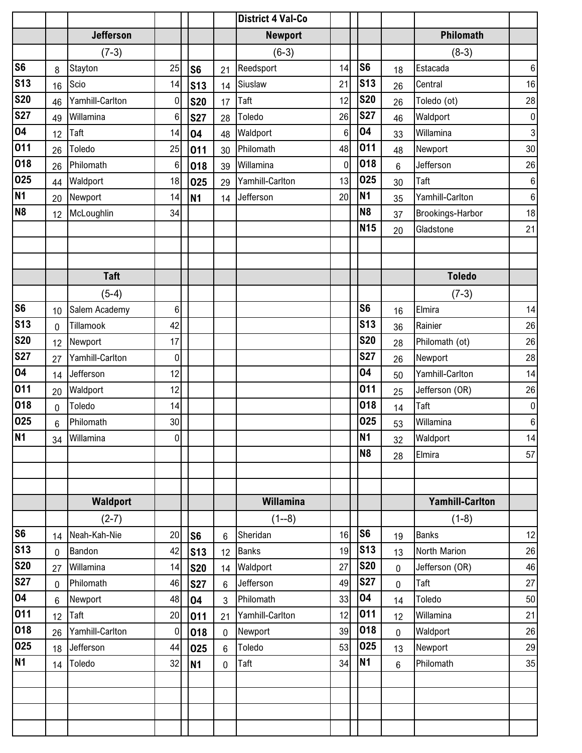## District 4 Val-Co

### Jefferson

(7-3)

| Date | Score | Opponent | Opp Score |
|---|---|---|---|
| S6 | 8 | Stayton | 25 |
| S13 | 16 | Scio | 14 |
| S20 | 46 | Yamhill-Carlton | 0 |
| S27 | 49 | Willamina | 6 |
| O4 | 12 | Taft | 14 |
| O11 | 26 | Toledo | 25 |
| O18 | 26 | Philomath | 6 |
| O25 | 44 | Waldport | 18 |
| N1 | 20 | Newport | 14 |
| N8 | 12 | McLoughlin | 34 |

### Newport

(6-3)

| Date | Score | Opponent | Opp Score |
|---|---|---|---|
| S6 | 21 | Reedsport | 14 |
| S13 | 14 | Siuslaw | 21 |
| S20 | 17 | Taft | 12 |
| S27 | 28 | Toledo | 26 |
| O4 | 48 | Waldport | 6 |
| O11 | 30 | Philomath | 48 |
| O18 | 39 | Willamina | 0 |
| O25 | 29 | Yamhill-Carlton | 13 |
| N1 | 14 | Jefferson | 20 |

### Philomath

(8-3)

| Date | Score | Opponent | Opp Score |
|---|---|---|---|
| S6 | 18 | Estacada | 6 |
| S13 | 26 | Central | 16 |
| S20 | 26 | Toledo (ot) | 28 |
| S27 | 46 | Waldport | 0 |
| O4 | 33 | Willamina | 3 |
| O11 | 48 | Newport | 30 |
| O18 | 6 | Jefferson | 26 |
| O25 | 30 | Taft | 6 |
| N1 | 35 | Yamhill-Carlton | 6 |
| N8 | 37 | Brookings-Harbor | 18 |
| N15 | 20 | Gladstone | 21 |

### Taft

(5-4)

| Date | Score | Opponent | Opp Score |
|---|---|---|---|
| S6 | 10 | Salem Academy | 6 |
| S13 | 0 | Tillamook | 42 |
| S20 | 12 | Newport | 17 |
| S27 | 27 | Yamhill-Carlton | 0 |
| O4 | 14 | Jefferson | 12 |
| O11 | 20 | Waldport | 12 |
| O18 | 0 | Toledo | 14 |
| O25 | 6 | Philomath | 30 |
| N1 | 34 | Willamina | 0 |

### Toledo

(7-3)

| Date | Score | Opponent | Opp Score |
|---|---|---|---|
| S6 | 16 | Elmira | 14 |
| S13 | 36 | Rainier | 26 |
| S20 | 28 | Philomath (ot) | 26 |
| S27 | 26 | Newport | 28 |
| O4 | 50 | Yamhill-Carlton | 14 |
| O11 | 25 | Jefferson (OR) | 26 |
| O18 | 14 | Taft | 0 |
| O25 | 53 | Willamina | 6 |
| N1 | 32 | Waldport | 14 |
| N8 | 28 | Elmira | 57 |

### Waldport

(2-7)

| Date | Score | Opponent | Opp Score |
|---|---|---|---|
| S6 | 14 | Neah-Kah-Nie | 20 |
| S13 | 0 | Bandon | 42 |
| S20 | 27 | Willamina | 14 |
| S27 | 0 | Philomath | 46 |
| O4 | 6 | Newport | 48 |
| O11 | 12 | Taft | 20 |
| O18 | 26 | Yamhill-Carlton | 0 |
| O25 | 18 | Jefferson | 44 |
| N1 | 14 | Toledo | 32 |

### Willamina

(1--8)

| Date | Score | Opponent | Opp Score |
|---|---|---|---|
| S6 | 6 | Sheridan | 16 |
| S13 | 12 | Banks | 19 |
| S20 | 14 | Waldport | 27 |
| S27 | 6 | Jefferson | 49 |
| O4 | 3 | Philomath | 33 |
| O11 | 21 | Yamhill-Carlton | 12 |
| O18 | 0 | Newport | 39 |
| O25 | 6 | Toledo | 53 |
| N1 | 0 | Taft | 34 |

### Yamhill-Carlton

(1-8)

| Date | Score | Opponent | Opp Score |
|---|---|---|---|
| S6 | 19 | Banks | 12 |
| S13 | 13 | North Marion | 26 |
| S20 | 0 | Jefferson (OR) | 46 |
| S27 | 0 | Taft | 27 |
| O4 | 14 | Toledo | 50 |
| O11 | 12 | Willamina | 21 |
| O18 | 0 | Waldport | 26 |
| O25 | 13 | Newport | 29 |
| N1 | 6 | Philomath | 35 |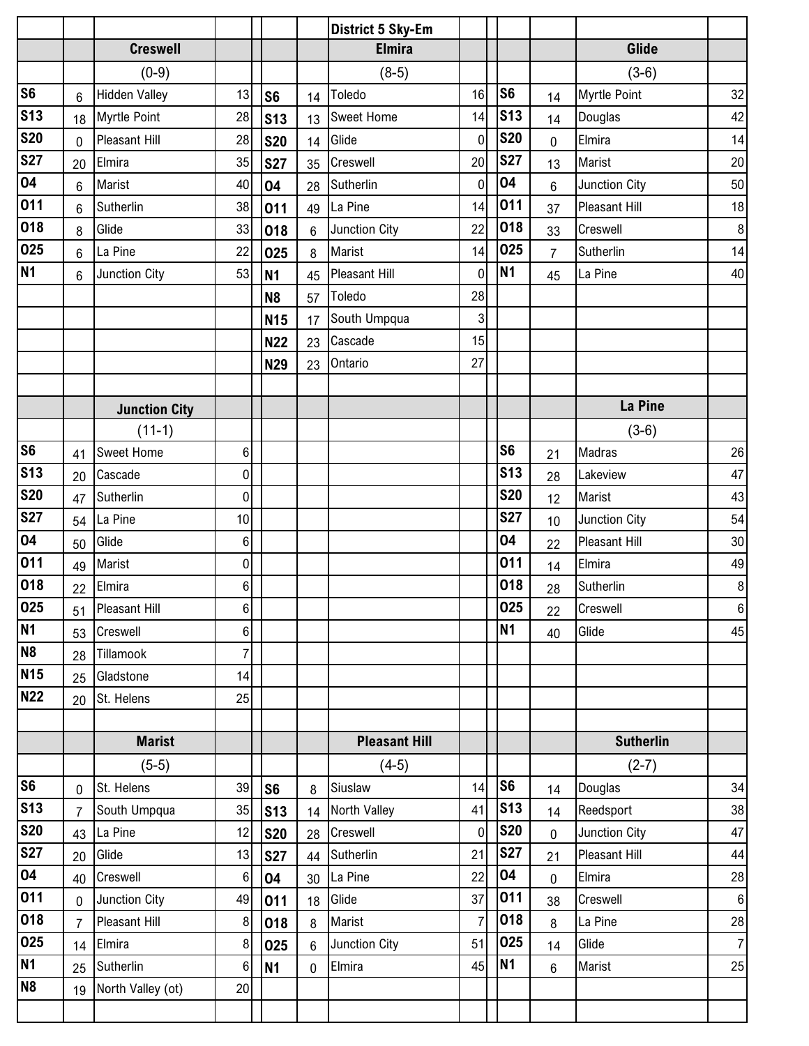# District 5 Sky-Em

## Creswell

(0-9)

| Date | Score | Opponent | Opp |
|---|---|---|---|
| S6 | 6 | Hidden Valley | 13 |
| S13 | 18 | Myrtle Point | 28 |
| S20 | 0 | Pleasant Hill | 28 |
| S27 | 20 | Elmira | 35 |
| O4 | 6 | Marist | 40 |
| O11 | 6 | Sutherlin | 38 |
| O18 | 8 | Glide | 33 |
| O25 | 6 | La Pine | 22 |
| N1 | 6 | Junction City | 53 |

## Elmira

(8-5)

| Date | Score | Opponent | Opp |
|---|---|---|---|
| S6 | 14 | Toledo | 16 |
| S13 | 13 | Sweet Home | 14 |
| S20 | 14 | Glide | 0 |
| S27 | 35 | Creswell | 20 |
| O4 | 28 | Sutherlin | 0 |
| O11 | 49 | La Pine | 14 |
| O18 | 6 | Junction City | 22 |
| O25 | 8 | Marist | 14 |
| N1 | 45 | Pleasant Hill | 0 |
| N8 | 57 | Toledo | 28 |
| N15 | 17 | South Umpqua | 3 |
| N22 | 23 | Cascade | 15 |
| N29 | 23 | Ontario | 27 |

## Glide

(3-6)

| Date | Score | Opponent | Opp |
|---|---|---|---|
| S6 | 14 | Myrtle Point | 32 |
| S13 | 14 | Douglas | 42 |
| S20 | 0 | Elmira | 14 |
| S27 | 13 | Marist | 20 |
| O4 | 6 | Junction City | 50 |
| O11 | 37 | Pleasant Hill | 18 |
| O18 | 33 | Creswell | 8 |
| O25 | 7 | Sutherlin | 14 |
| N1 | 45 | La Pine | 40 |

## Junction City

(11-1)

| Date | Score | Opponent | Opp |
|---|---|---|---|
| S6 | 41 | Sweet Home | 6 |
| S13 | 20 | Cascade | 0 |
| S20 | 47 | Sutherlin | 0 |
| S27 | 54 | La Pine | 10 |
| O4 | 50 | Glide | 6 |
| O11 | 49 | Marist | 0 |
| O18 | 22 | Elmira | 6 |
| O25 | 51 | Pleasant Hill | 6 |
| N1 | 53 | Creswell | 6 |
| N8 | 28 | Tillamook | 7 |
| N15 | 25 | Gladstone | 14 |
| N22 | 20 | St. Helens | 25 |

## La Pine

(3-6)

| Date | Score | Opponent | Opp |
|---|---|---|---|
| S6 | 21 | Madras | 26 |
| S13 | 28 | Lakeview | 47 |
| S20 | 12 | Marist | 43 |
| S27 | 10 | Junction City | 54 |
| O4 | 22 | Pleasant Hill | 30 |
| O11 | 14 | Elmira | 49 |
| O18 | 28 | Sutherlin | 8 |
| O25 | 22 | Creswell | 6 |
| N1 | 40 | Glide | 45 |

## Marist

(5-5)

| Date | Score | Opponent | Opp |
|---|---|---|---|
| S6 | 0 | St. Helens | 39 |
| S13 | 7 | South Umpqua | 35 |
| S20 | 43 | La Pine | 12 |
| S27 | 20 | Glide | 13 |
| O4 | 40 | Creswell | 6 |
| O11 | 0 | Junction City | 49 |
| O18 | 7 | Pleasant Hill | 8 |
| O25 | 14 | Elmira | 8 |
| N1 | 25 | Sutherlin | 6 |
| N8 | 19 | North Valley (ot) | 20 |

## Pleasant Hill

(4-5)

| Date | Score | Opponent | Opp |
|---|---|---|---|
| S6 | 8 | Siuslaw | 14 |
| S13 | 14 | North Valley | 41 |
| S20 | 28 | Creswell | 0 |
| S27 | 44 | Sutherlin | 21 |
| O4 | 30 | La Pine | 22 |
| O11 | 18 | Glide | 37 |
| O18 | 8 | Marist | 7 |
| O25 | 6 | Junction City | 51 |
| N1 | 0 | Elmira | 45 |

## Sutherlin

(2-7)

| Date | Score | Opponent | Opp |
|---|---|---|---|
| S6 | 14 | Douglas | 34 |
| S13 | 14 | Reedsport | 38 |
| S20 | 0 | Junction City | 47 |
| S27 | 21 | Pleasant Hill | 44 |
| O4 | 0 | Elmira | 28 |
| O11 | 38 | Creswell | 6 |
| O18 | 8 | La Pine | 28 |
| O25 | 14 | Glide | 7 |
| N1 | 6 | Marist | 25 |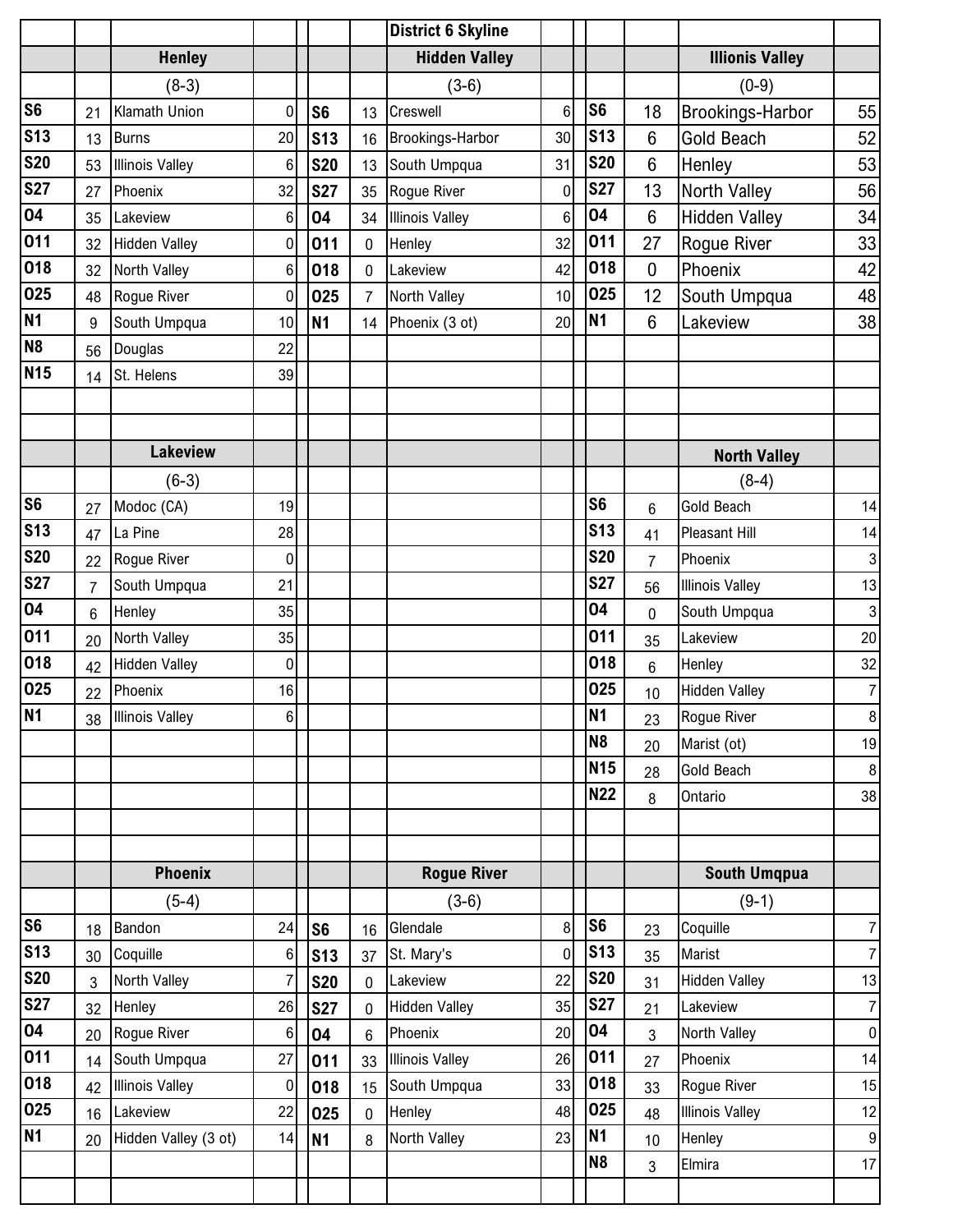# District 6 Skyline

## Henley

(8-3)

| Date | Score | Opponent | Opp |
|---|---|---|---|
| S6 | 21 | Klamath Union | 0 |
| S13 | 13 | Burns | 20 |
| S20 | 53 | Illinois Valley | 6 |
| S27 | 27 | Phoenix | 32 |
| O4 | 35 | Lakeview | 6 |
| O11 | 32 | Hidden Valley | 0 |
| O18 | 32 | North Valley | 6 |
| O25 | 48 | Rogue River | 0 |
| N1 | 9 | South Umpqua | 10 |
| N8 | 56 | Douglas | 22 |
| N15 | 14 | St. Helens | 39 |

## Hidden Valley

(3-6)

| Date | Score | Opponent | Opp |
|---|---|---|---|
| S6 | 13 | Creswell | 6 |
| S13 | 16 | Brookings-Harbor | 30 |
| S20 | 13 | South Umpqua | 31 |
| S27 | 35 | Rogue River | 0 |
| O4 | 34 | Illinois Valley | 6 |
| O11 | 0 | Henley | 32 |
| O18 | 0 | Lakeview | 42 |
| O25 | 7 | North Valley | 10 |
| N1 | 14 | Phoenix (3 ot) | 20 |

## Illionis Valley

(0-9)

| Date | Score | Opponent | Opp |
|---|---|---|---|
| S6 | 18 | Brookings-Harbor | 55 |
| S13 | 6 | Gold Beach | 52 |
| S20 | 6 | Henley | 53 |
| S27 | 13 | North Valley | 56 |
| O4 | 6 | Hidden Valley | 34 |
| O11 | 27 | Rogue River | 33 |
| O18 | 0 | Phoenix | 42 |
| O25 | 12 | South Umpqua | 48 |
| N1 | 6 | Lakeview | 38 |

## Lakeview

(6-3)

| Date | Score | Opponent | Opp |
|---|---|---|---|
| S6 | 27 | Modoc (CA) | 19 |
| S13 | 47 | La Pine | 28 |
| S20 | 22 | Rogue River | 0 |
| S27 | 7 | South Umpqua | 21 |
| O4 | 6 | Henley | 35 |
| O11 | 20 | North Valley | 35 |
| O18 | 42 | Hidden Valley | 0 |
| O25 | 22 | Phoenix | 16 |
| N1 | 38 | Illinois Valley | 6 |

## North Valley

(8-4)

| Date | Score | Opponent | Opp |
|---|---|---|---|
| S6 | 6 | Gold Beach | 14 |
| S13 | 41 | Pleasant Hill | 14 |
| S20 | 7 | Phoenix | 3 |
| S27 | 56 | Illinois Valley | 13 |
| O4 | 0 | South Umpqua | 3 |
| O11 | 35 | Lakeview | 20 |
| O18 | 6 | Henley | 32 |
| O25 | 10 | Hidden Valley | 7 |
| N1 | 23 | Rogue River | 8 |
| N8 | 20 | Marist (ot) | 19 |
| N15 | 28 | Gold Beach | 8 |
| N22 | 8 | Ontario | 38 |

## Phoenix

(5-4)

| Date | Score | Opponent | Opp |
|---|---|---|---|
| S6 | 18 | Bandon | 24 |
| S13 | 30 | Coquille | 6 |
| S20 | 3 | North Valley | 7 |
| S27 | 32 | Henley | 26 |
| O4 | 20 | Rogue River | 6 |
| O11 | 14 | South Umpqua | 27 |
| O18 | 42 | Illinois Valley | 0 |
| O25 | 16 | Lakeview | 22 |
| N1 | 20 | Hidden Valley (3 ot) | 14 |

## Rogue River

(3-6)

| Date | Score | Opponent | Opp |
|---|---|---|---|
| S6 | 16 | Glendale | 8 |
| S13 | 37 | St. Mary's | 0 |
| S20 | 0 | Lakeview | 22 |
| S27 | 0 | Hidden Valley | 35 |
| O4 | 6 | Phoenix | 20 |
| O11 | 33 | Illinois Valley | 26 |
| O18 | 15 | South Umpqua | 33 |
| O25 | 0 | Henley | 48 |
| N1 | 8 | North Valley | 23 |

## South Umqpua

(9-1)

| Date | Score | Opponent | Opp |
|---|---|---|---|
| S6 | 23 | Coquille | 7 |
| S13 | 35 | Marist | 7 |
| S20 | 31 | Hidden Valley | 13 |
| S27 | 21 | Lakeview | 7 |
| O4 | 3 | North Valley | 0 |
| O11 | 27 | Phoenix | 14 |
| O18 | 33 | Rogue River | 15 |
| O25 | 48 | Illinois Valley | 12 |
| N1 | 10 | Henley | 9 |
| N8 | 3 | Elmira | 17 |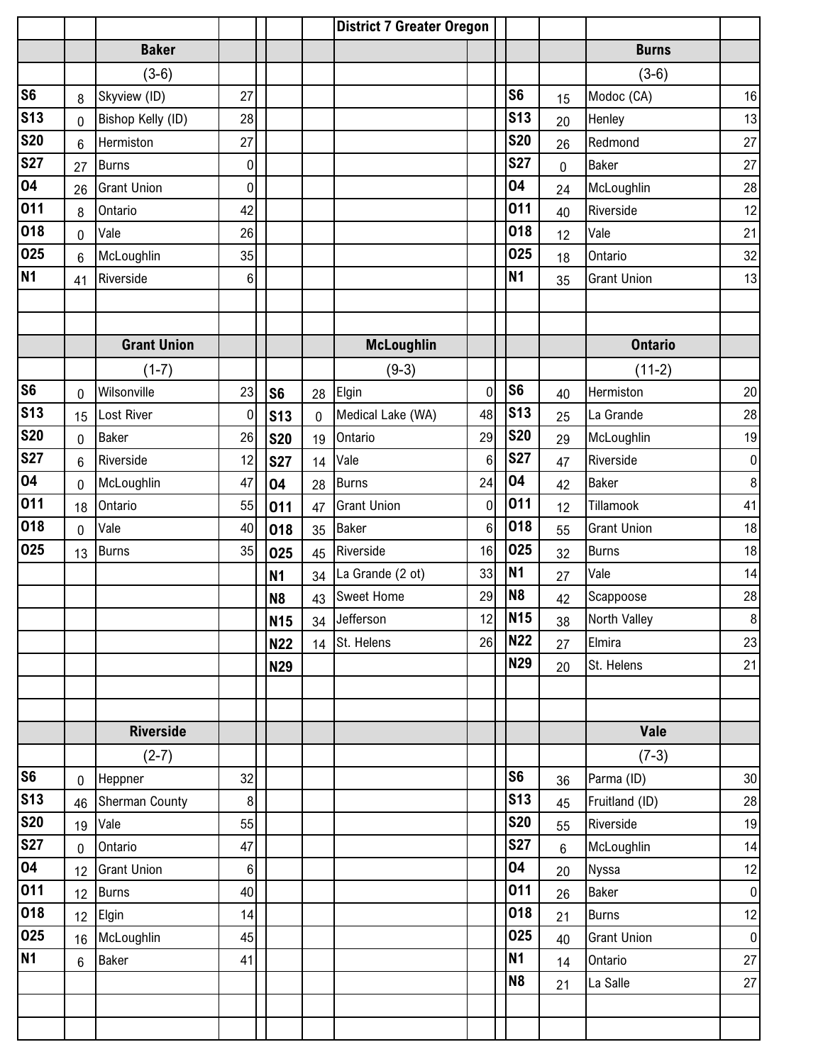# District 7 Greater Oregon

## Baker

(3-6)

| Date | Score | Opponent | Opp Score |
|---|---|---|---|
| S6 | 8 | Skyview (ID) | 27 |
| S13 | 0 | Bishop Kelly (ID) | 28 |
| S20 | 6 | Hermiston | 27 |
| S27 | 27 | Burns | 0 |
| O4 | 26 | Grant Union | 0 |
| O11 | 8 | Ontario | 42 |
| O18 | 0 | Vale | 26 |
| O25 | 6 | McLoughlin | 35 |
| N1 | 41 | Riverside | 6 |

## Burns

(3-6)

| Date | Score | Opponent | Opp Score |
|---|---|---|---|
| S6 | 15 | Modoc (CA) | 16 |
| S13 | 20 | Henley | 13 |
| S20 | 26 | Redmond | 27 |
| S27 | 0 | Baker | 27 |
| O4 | 24 | McLoughlin | 28 |
| O11 | 40 | Riverside | 12 |
| O18 | 12 | Vale | 21 |
| O25 | 18 | Ontario | 32 |
| N1 | 35 | Grant Union | 13 |

## Grant Union

(1-7)

| Date | Score | Opponent | Opp Score |
|---|---|---|---|
| S6 | 0 | Wilsonville | 23 |
| S13 | 15 | Lost River | 0 |
| S20 | 0 | Baker | 26 |
| S27 | 6 | Riverside | 12 |
| O4 | 0 | McLoughlin | 47 |
| O11 | 18 | Ontario | 55 |
| O18 | 0 | Vale | 40 |
| O25 | 13 | Burns | 35 |

## McLoughlin

(9-3)

| Date | Score | Opponent | Opp Score |
|---|---|---|---|
| S6 | 28 | Elgin | 0 |
| S13 | 0 | Medical Lake (WA) | 48 |
| S20 | 19 | Ontario | 29 |
| S27 | 14 | Vale | 6 |
| O4 | 28 | Burns | 24 |
| O11 | 47 | Grant Union | 0 |
| O18 | 35 | Baker | 6 |
| O25 | 45 | Riverside | 16 |
| N1 | 34 | La Grande (2 ot) | 33 |
| N8 | 43 | Sweet Home | 29 |
| N15 | 34 | Jefferson | 12 |
| N22 | 14 | St. Helens | 26 |
| N29 | | | |

## Ontario

(11-2)

| Date | Score | Opponent | Opp Score |
|---|---|---|---|
| S6 | 40 | Hermiston | 20 |
| S13 | 25 | La Grande | 28 |
| S20 | 29 | McLoughlin | 19 |
| S27 | 47 | Riverside | 0 |
| O4 | 42 | Baker | 8 |
| O11 | 12 | Tillamook | 41 |
| O18 | 55 | Grant Union | 18 |
| O25 | 32 | Burns | 18 |
| N1 | 27 | Vale | 14 |
| N8 | 42 | Scappoose | 28 |
| N15 | 38 | North Valley | 8 |
| N22 | 27 | Elmira | 23 |
| N29 | 20 | St. Helens | 21 |

## Riverside

(2-7)

| Date | Score | Opponent | Opp Score |
|---|---|---|---|
| S6 | 0 | Heppner | 32 |
| S13 | 46 | Sherman County | 8 |
| S20 | 19 | Vale | 55 |
| S27 | 0 | Ontario | 47 |
| O4 | 12 | Grant Union | 6 |
| O11 | 12 | Burns | 40 |
| O18 | 12 | Elgin | 14 |
| O25 | 16 | McLoughlin | 45 |
| N1 | 6 | Baker | 41 |

## Vale

(7-3)

| Date | Score | Opponent | Opp Score |
|---|---|---|---|
| S6 | 36 | Parma (ID) | 30 |
| S13 | 45 | Fruitland (ID) | 28 |
| S20 | 55 | Riverside | 19 |
| S27 | 6 | McLoughlin | 14 |
| O4 | 20 | Nyssa | 12 |
| O11 | 26 | Baker | 0 |
| O18 | 21 | Burns | 12 |
| O25 | 40 | Grant Union | 0 |
| N1 | 14 | Ontario | 27 |
| N8 | 21 | La Salle | 27 |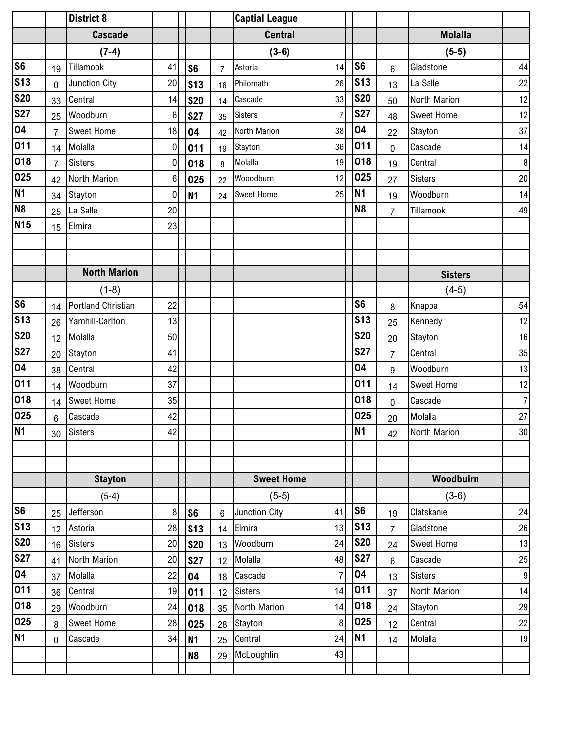District 8

Captial League

## Cascade

(7-4)

| | | | |
|---|---|---|---|
| S6 | 19 | Tillamook | 41 |
| S13 | 0 | Junction City | 20 |
| S20 | 33 | Central | 14 |
| S27 | 25 | Woodburn | 6 |
| O4 | 7 | Sweet Home | 18 |
| O11 | 14 | Molalla | 0 |
| O18 | 7 | Sisters | 0 |
| O25 | 42 | North Marion | 6 |
| N1 | 34 | Stayton | 0 |
| N8 | 25 | La Salle | 20 |
| N15 | 15 | Elmira | 23 |

## Central

(3-6)

| | | | |
|---|---|---|---|
| S6 | 7 | Astoria | 14 |
| S13 | 16 | Philomath | 26 |
| S20 | 14 | Cascade | 33 |
| S27 | 35 | Sisters | 7 |
| O4 | 42 | North Marion | 38 |
| O11 | 19 | Stayton | 36 |
| O18 | 8 | Molalla | 19 |
| O25 | 22 | Wooodburn | 12 |
| N1 | 24 | Sweet Home | 25 |

## Molalla

(5-5)

| | | | |
|---|---|---|---|
| S6 | 6 | Gladstone | 44 |
| S13 | 13 | La Salle | 22 |
| S20 | 50 | North Marion | 12 |
| S27 | 48 | Sweet Home | 12 |
| O4 | 22 | Stayton | 37 |
| O11 | 0 | Cascade | 14 |
| O18 | 19 | Central | 8 |
| O25 | 27 | Sisters | 20 |
| N1 | 19 | Woodburn | 14 |
| N8 | 7 | Tillamook | 49 |

## North Marion

(1-8)

| | | | |
|---|---|---|---|
| S6 | 14 | Portland Christian | 22 |
| S13 | 26 | Yamhill-Carlton | 13 |
| S20 | 12 | Molalla | 50 |
| S27 | 20 | Stayton | 41 |
| O4 | 38 | Central | 42 |
| O11 | 14 | Woodburn | 37 |
| O18 | 14 | Sweet Home | 35 |
| O25 | 6 | Cascade | 42 |
| N1 | 30 | Sisters | 42 |

## Sisters

(4-5)

| | | | |
|---|---|---|---|
| S6 | 8 | Knappa | 54 |
| S13 | 25 | Kennedy | 12 |
| S20 | 20 | Stayton | 16 |
| S27 | 7 | Central | 35 |
| O4 | 9 | Woodburn | 13 |
| O11 | 14 | Sweet Home | 12 |
| O18 | 0 | Cascade | 7 |
| O25 | 20 | Molalla | 27 |
| N1 | 42 | North Marion | 30 |

## Stayton

(5-4)

| | | | |
|---|---|---|---|
| S6 | 25 | Jefferson | 8 |
| S13 | 12 | Astoria | 28 |
| S20 | 16 | Sisters | 20 |
| S27 | 41 | North Marion | 20 |
| O4 | 37 | Molalla | 22 |
| O11 | 36 | Central | 19 |
| O18 | 29 | Woodburn | 24 |
| O25 | 8 | Sweet Home | 28 |
| N1 | 0 | Cascade | 34 |

## Sweet Home

(5-5)

| | | | |
|---|---|---|---|
| S6 | 6 | Junction City | 41 |
| S13 | 14 | Elmira | 13 |
| S20 | 13 | Woodburn | 24 |
| S27 | 12 | Molalla | 48 |
| O4 | 18 | Cascade | 7 |
| O11 | 12 | Sisters | 14 |
| O18 | 35 | North Marion | 14 |
| O25 | 28 | Stayton | 8 |
| N1 | 25 | Central | 24 |
| N8 | 29 | McLoughlin | 43 |

## Woodbuirn

(3-6)

| | | | |
|---|---|---|---|
| S6 | 19 | Clatskanie | 24 |
| S13 | 7 | Gladstone | 26 |
| S20 | 24 | Sweet Home | 13 |
| S27 | 6 | Cascade | 25 |
| O4 | 13 | Sisters | 9 |
| O11 | 37 | North Marion | 14 |
| O18 | 24 | Stayton | 29 |
| O25 | 12 | Central | 22 |
| N1 | 14 | Molalla | 19 |